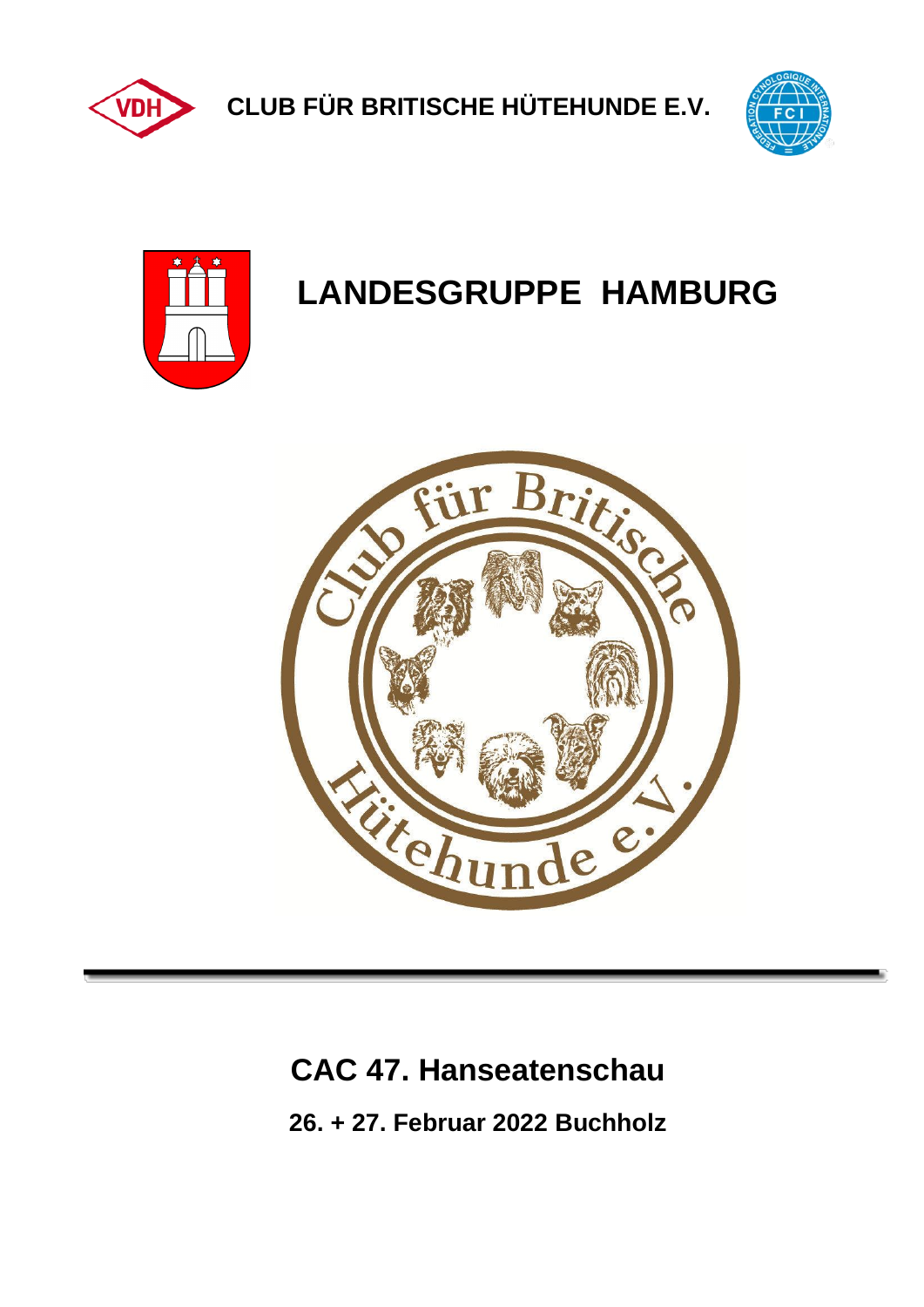CLUB FÜR BRITISCHE HÜTEHUNDE E.V.

# LANDESGRUPPE HAMBURG

## CAC 47. Hanseatenschau

**26. + 27. Februar 2022 Buchholz**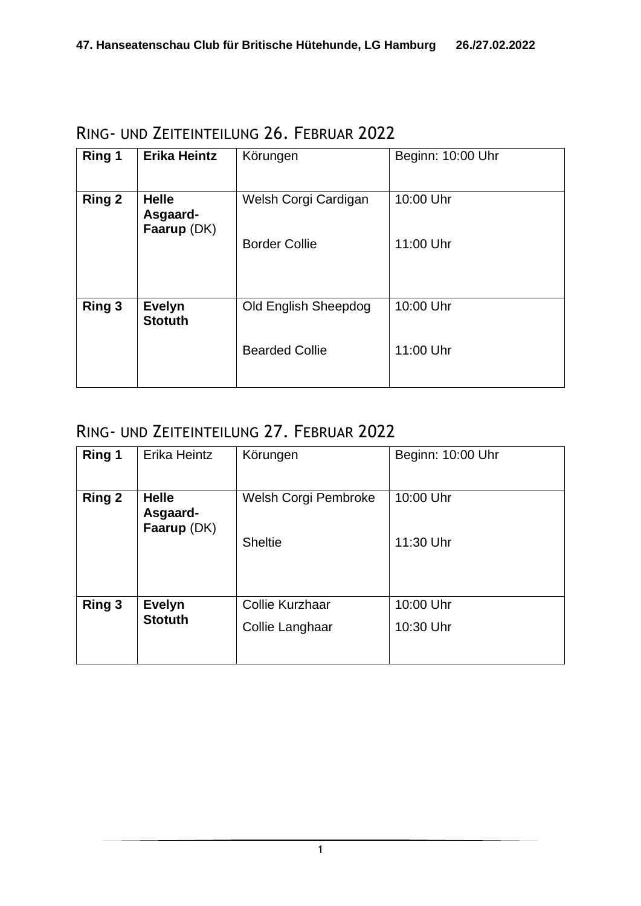## Ring- und Zeiteinteilung 26. Februar 2022

| Ring | Richter | Rasse | Zeit |
|---|---|---|---|
| **Ring 1** | **Erika Heintz** | Körungen | Beginn: 10:00 Uhr |
| **Ring 2** | **Helle Asgaard-Faarup** (DK) | Welsh Corgi Cardigan<br>Border Collie | 10:00 Uhr<br>11:00 Uhr |
| **Ring 3** | **Evelyn Stotuth** | Old English Sheepdog<br>Bearded Collie | 10:00 Uhr<br>11:00 Uhr |

## Ring- und Zeiteinteilung 27. Februar 2022

| Ring | Richter | Rasse | Zeit |
|---|---|---|---|
| **Ring 1** | Erika Heintz | Körungen | Beginn: 10:00 Uhr |
| **Ring 2** | **Helle Asgaard-Faarup** (DK) | Welsh Corgi Pembroke<br>Sheltie | 10:00 Uhr<br>11:30 Uhr |
| **Ring 3** | **Evelyn Stotuth** | Collie Kurzhaar<br>Collie Langhaar | 10:00 Uhr<br>10:30 Uhr |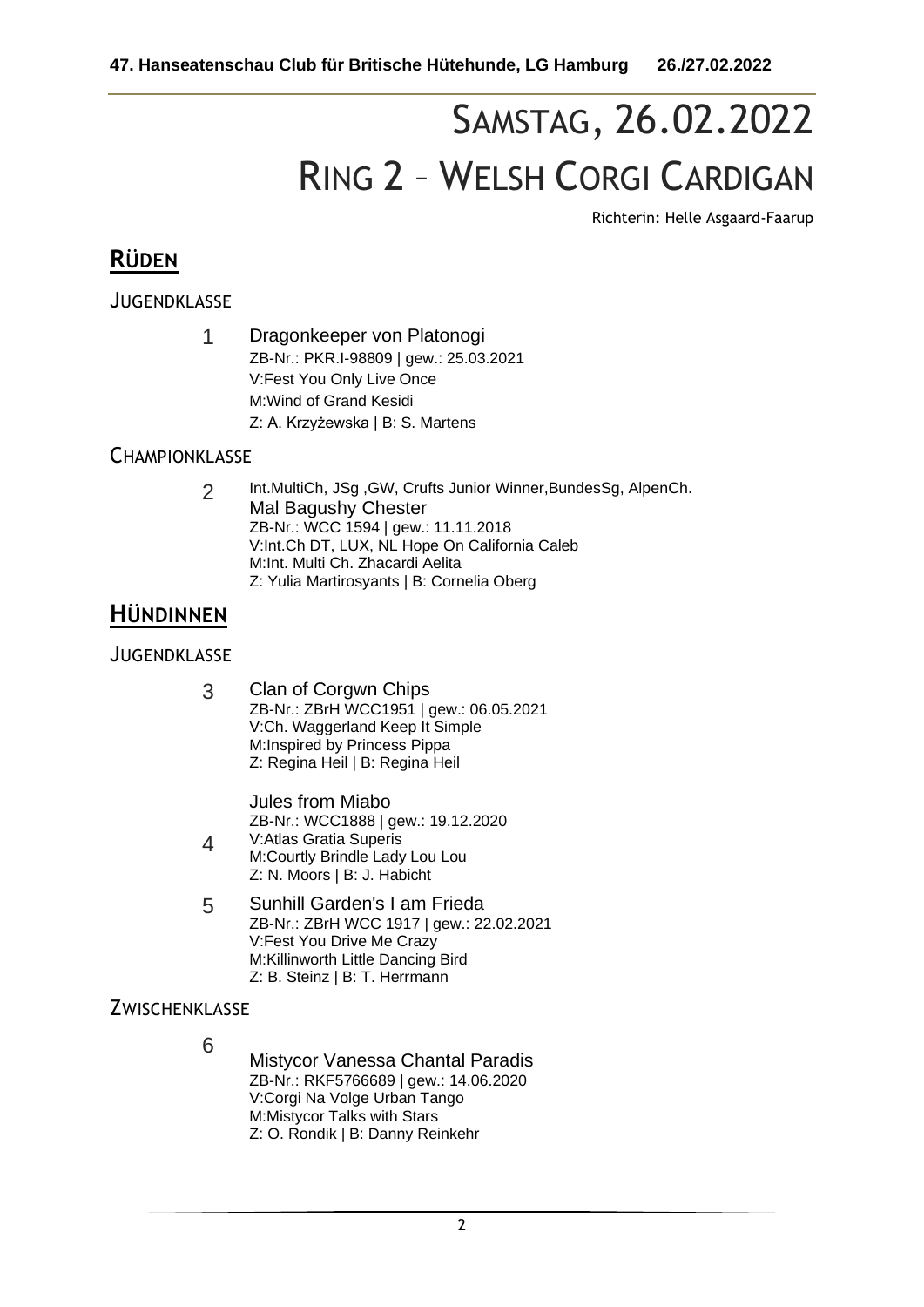# Samstag, 26.02.2022

# Ring 2 – Welsh Corgi Cardigan

Richterin: Helle Asgaard-Faarup

## Rüden

### Jugendklasse

1 Dragonkeeper von Platonogi
ZB-Nr.: PKR.I-98809 | gew.: 25.03.2021
V:Fest You Only Live Once
M:Wind of Grand Kesidi
Z: A. Krzyżewska | B: S. Martens

### Championklasse

2 Int.MultiCh, JSg ,GW, Crufts Junior Winner,BundesSg, AlpenCh.
Mal Bagushy Chester
ZB-Nr.: WCC 1594 | gew.: 11.11.2018
V:Int.Ch DT, LUX, NL Hope On California Caleb
M:Int. Multi Ch. Zhacardi Aelita
Z: Yulia Martirosyants | B: Cornelia Oberg

## Hündinnen

### Jugendklasse

3 Clan of Corgwn Chips
ZB-Nr.: ZBrH WCC1951 | gew.: 06.05.2021
V:Ch. Waggerland Keep It Simple
M:Inspired by Princess Pippa
Z: Regina Heil | B: Regina Heil

4 Jules from Miabo
ZB-Nr.: WCC1888 | gew.: 19.12.2020
V:Atlas Gratia Superis
M:Courtly Brindle Lady Lou Lou
Z: N. Moors | B: J. Habicht

5 Sunhill Garden's I am Frieda
ZB-Nr.: ZBrH WCC 1917 | gew.: 22.02.2021
V:Fest You Drive Me Crazy
M:Killinworth Little Dancing Bird
Z: B. Steinz | B: T. Herrmann

### Zwischenklasse

6 Mistycor Vanessa Chantal Paradis
ZB-Nr.: RKF5766689 | gew.: 14.06.2020
V:Corgi Na Volge Urban Tango
M:Mistycor Talks with Stars
Z: O. Rondik | B: Danny Reinkehr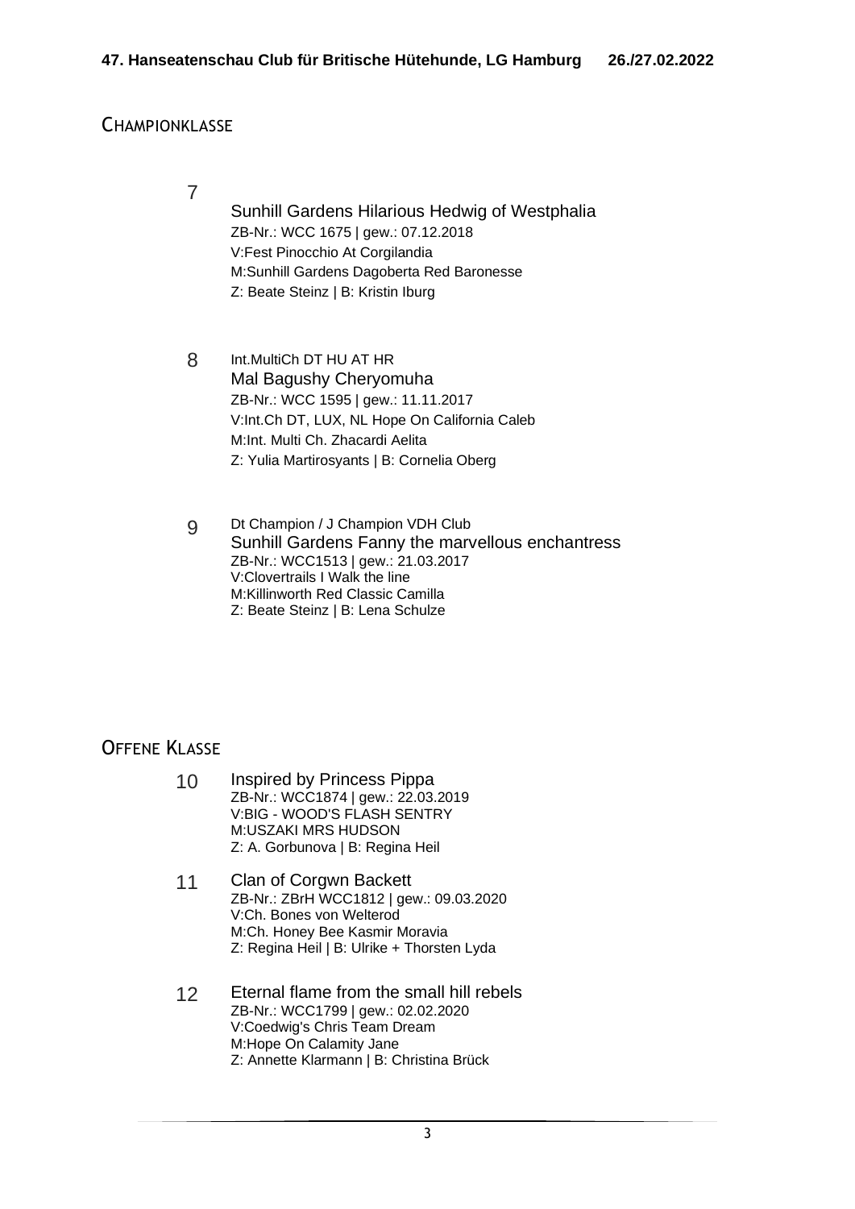## Championklasse

7

Sunhill Gardens Hilarious Hedwig of Westphalia
ZB-Nr.: WCC 1675 | gew.: 07.12.2018
V:Fest Pinocchio At Corgilandia
M:Sunhill Gardens Dagoberta Red Baronesse
Z: Beate Steinz | B: Kristin Iburg

8 Int.MultiCh DT HU AT HR
Mal Bagushy Cheryomuha
ZB-Nr.: WCC 1595 | gew.: 11.11.2017
V:Int.Ch DT, LUX, NL Hope On California Caleb
M:Int. Multi Ch. Zhacardi Aelita
Z: Yulia Martirosyants | B: Cornelia Oberg

9 Dt Champion / J Champion VDH Club
Sunhill Gardens Fanny the marvellous enchantress
ZB-Nr.: WCC1513 | gew.: 21.03.2017
V:Clovertrails I Walk the line
M:Killinworth Red Classic Camilla
Z: Beate Steinz | B: Lena Schulze

## Offene Klasse

10 Inspired by Princess Pippa
ZB-Nr.: WCC1874 | gew.: 22.03.2019
V:BIG - WOOD'S FLASH SENTRY
M:USZAKI MRS HUDSON
Z: A. Gorbunova | B: Regina Heil

11 Clan of Corgwn Backett
ZB-Nr.: ZBrH WCC1812 | gew.: 09.03.2020
V:Ch. Bones von Welterod
M:Ch. Honey Bee Kasmir Moravia
Z: Regina Heil | B: Ulrike + Thorsten Lyda

12 Eternal flame from the small hill rebels
ZB-Nr.: WCC1799 | gew.: 02.02.2020
V:Coedwig's Chris Team Dream
M:Hope On Calamity Jane
Z: Annette Klarmann | B: Christina Brück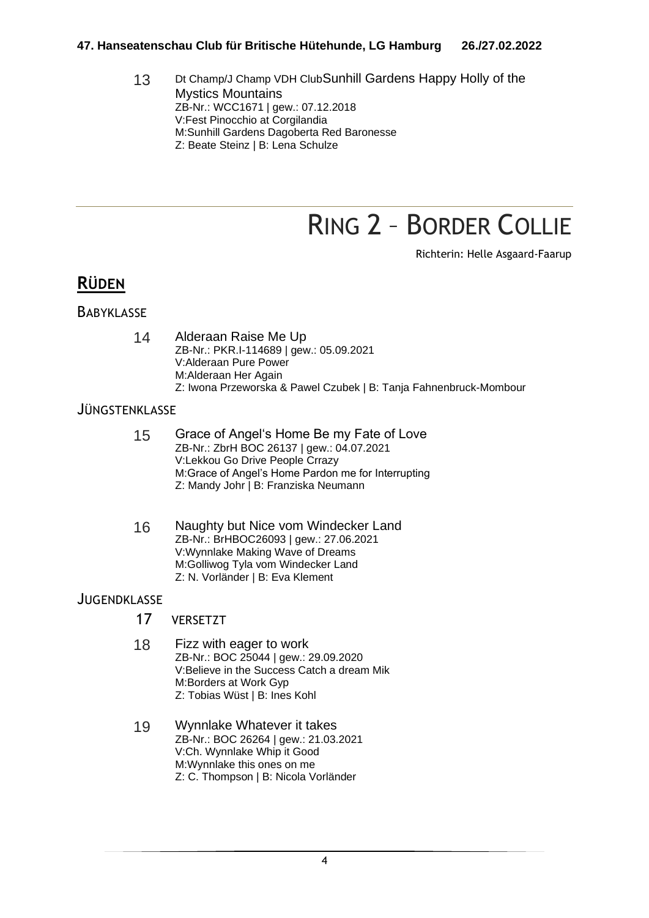13 Dt Champ/J Champ VDH ClubSunhill Gardens Happy Holly of the Mystics Mountains
ZB-Nr.: WCC1671 | gew.: 07.12.2018
V:Fest Pinocchio at Corgilandia
M:Sunhill Gardens Dagoberta Red Baronesse
Z: Beate Steinz | B: Lena Schulze

# RING 2 – BORDER COLLIE

Richterin: Helle Asgaard-Faarup

## RÜDEN

### BABYKLASSE

14 Alderaan Raise Me Up
ZB-Nr.: PKR.I-114689 | gew.: 05.09.2021
V:Alderaan Pure Power
M:Alderaan Her Again
Z: Iwona Przeworska & Pawel Czubek | B: Tanja Fahnenbruck-Mombour

### JÜNGSTENKLASSE

15 Grace of Angel's Home Be my Fate of Love
ZB-Nr.: ZbrH BOC 26137 | gew.: 04.07.2021
V:Lekkou Go Drive People Crrazy
M:Grace of Angel's Home Pardon me for Interrupting
Z: Mandy Johr | B: Franziska Neumann

16 Naughty but Nice vom Windecker Land
ZB-Nr.: BrHBOC26093 | gew.: 27.06.2021
V:Wynnlake Making Wave of Dreams
M:Golliwog Tyla vom Windecker Land
Z: N. Vorländer | B: Eva Klement

### JUGENDKLASSE

17 VERSETZT

18 Fizz with eager to work
ZB-Nr.: BOC 25044 | gew.: 29.09.2020
V:Believe in the Success Catch a dream Mik
M:Borders at Work Gyp
Z: Tobias Wüst | B: Ines Kohl

19 Wynnlake Whatever it takes
ZB-Nr.: BOC 26264 | gew.: 21.03.2021
V:Ch. Wynnlake Whip it Good
M:Wynnlake this ones on me
Z: C. Thompson | B: Nicola Vorländer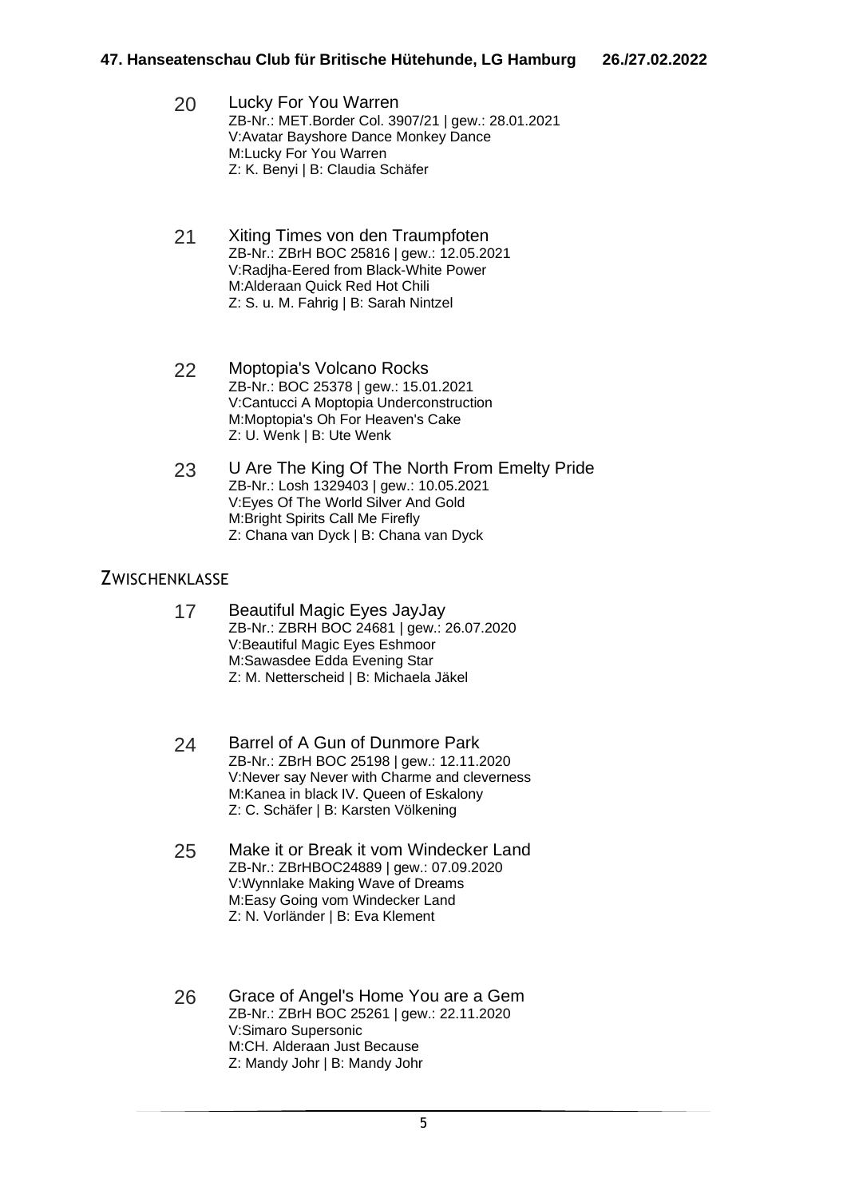20 **Lucky For You Warren**
ZB-Nr.: MET.Border Col. 3907/21 | gew.: 28.01.2021
V:Avatar Bayshore Dance Monkey Dance
M:Lucky For You Warren
Z: K. Benyi | B: Claudia Schäfer

21 **Xiting Times von den Traumpfoten**
ZB-Nr.: ZBrH BOC 25816 | gew.: 12.05.2021
V:Radjha-Eered from Black-White Power
M:Alderaan Quick Red Hot Chili
Z: S. u. M. Fahrig | B: Sarah Nintzel

22 **Moptopia's Volcano Rocks**
ZB-Nr.: BOC 25378 | gew.: 15.01.2021
V:Cantucci A Moptopia Underconstruction
M:Moptopia's Oh For Heaven's Cake
Z: U. Wenk | B: Ute Wenk

23 **U Are The King Of The North From Emelty Pride**
ZB-Nr.: Losh 1329403 | gew.: 10.05.2021
V:Eyes Of The World Silver And Gold
M:Bright Spirits Call Me Firefly
Z: Chana van Dyck | B: Chana van Dyck

## Zwischenklasse

17 **Beautiful Magic Eyes JayJay**
ZB-Nr.: ZBRH BOC 24681 | gew.: 26.07.2020
V:Beautiful Magic Eyes Eshmoor
M:Sawasdee Edda Evening Star
Z: M. Netterscheid | B: Michaela Jäkel

24 **Barrel of A Gun of Dunmore Park**
ZB-Nr.: ZBrH BOC 25198 | gew.: 12.11.2020
V:Never say Never with Charme and cleverness
M:Kanea in black IV. Queen of Eskalony
Z: C. Schäfer | B: Karsten Völkening

25 **Make it or Break it vom Windecker Land**
ZB-Nr.: ZBrHBOC24889 | gew.: 07.09.2020
V:Wynnlake Making Wave of Dreams
M:Easy Going vom Windecker Land
Z: N. Vorländer | B: Eva Klement

26 **Grace of Angel's Home You are a Gem**
ZB-Nr.: ZBrH BOC 25261 | gew.: 22.11.2020
V:Simaro Supersonic
M:CH. Alderaan Just Because
Z: Mandy Johr | B: Mandy Johr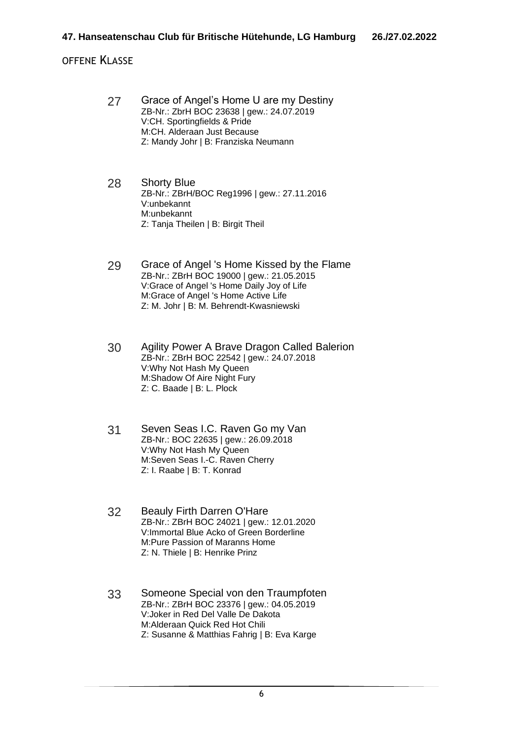## Offene Klasse

**27** Grace of Angel's Home U are my Destiny
ZB-Nr.: ZbrH BOC 23638 | gew.: 24.07.2019
V:CH. Sportingfields & Pride
M:CH. Alderaan Just Because
Z: Mandy Johr | B: Franziska Neumann

**28** Shorty Blue
ZB-Nr.: ZBrH/BOC Reg1996 | gew.: 27.11.2016
V:unbekannt
M:unbekannt
Z: Tanja Theilen | B: Birgit Theil

**29** Grace of Angel 's Home Kissed by the Flame
ZB-Nr.: ZBrH BOC 19000 | gew.: 21.05.2015
V:Grace of Angel 's Home Daily Joy of Life
M:Grace of Angel 's Home Active Life
Z: M. Johr | B: M. Behrendt-Kwasniewski

**30** Agility Power A Brave Dragon Called Balerion
ZB-Nr.: ZBrH BOC 22542 | gew.: 24.07.2018
V:Why Not Hash My Queen
M:Shadow Of Aire Night Fury
Z: C. Baade | B: L. Plock

**31** Seven Seas I.C. Raven Go my Van
ZB-Nr.: BOC 22635 | gew.: 26.09.2018
V:Why Not Hash My Queen
M:Seven Seas I.-C. Raven Cherry
Z: I. Raabe | B: T. Konrad

**32** Beauly Firth Darren O'Hare
ZB-Nr.: ZBrH BOC 24021 | gew.: 12.01.2020
V:Immortal Blue Acko of Green Borderline
M:Pure Passion of Maranns Home
Z: N. Thiele | B: Henrike Prinz

**33** Someone Special von den Traumpfoten
ZB-Nr.: ZBrH BOC 23376 | gew.: 04.05.2019
V:Joker in Red Del Valle De Dakota
M:Alderaan Quick Red Hot Chili
Z: Susanne & Matthias Fahrig | B: Eva Karge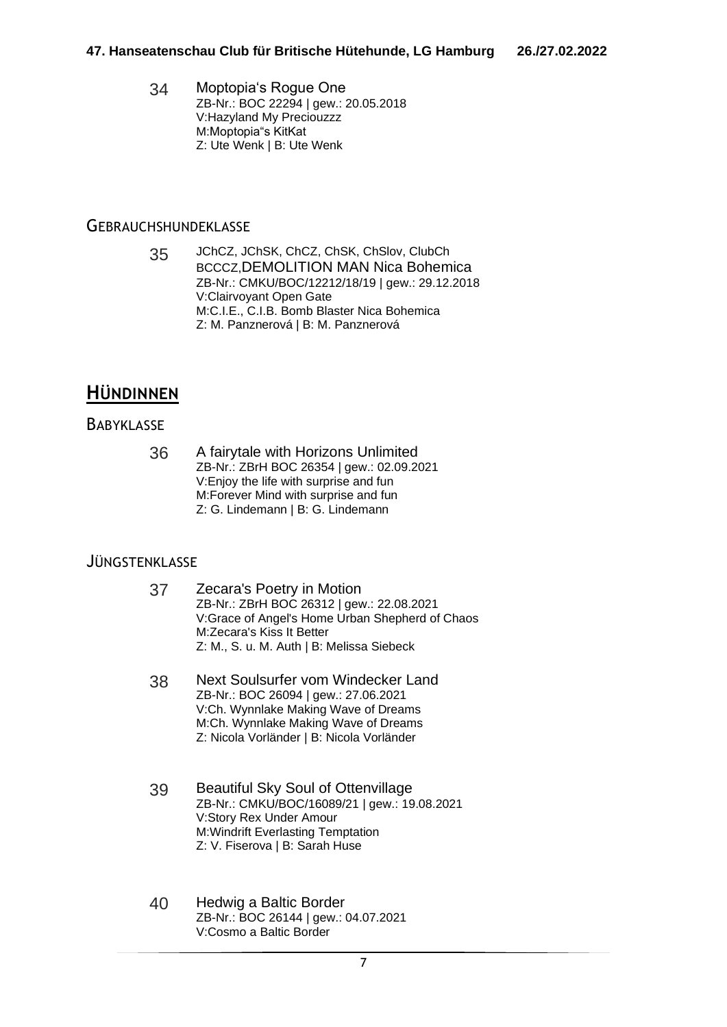34 **Moptopia's Rogue One**
ZB-Nr.: BOC 22294 | gew.: 20.05.2018
V:Hazyland My Preciouzzz
M:Moptopia"s KitKat
Z: Ute Wenk | B: Ute Wenk

### Gebrauchshundeklasse

35 JChCZ, JChSK, ChCZ, ChSK, ChSlov, ClubCh BCCCZ,**DEMOLITION MAN Nica Bohemica**
ZB-Nr.: CMKU/BOC/12212/18/19 | gew.: 29.12.2018
V:Clairvoyant Open Gate
M:C.I.E., C.I.B. Bomb Blaster Nica Bohemica
Z: M. Panznerová | B: M. Panznerová

## Hündinnen

### Babyklasse

36 **A fairytale with Horizons Unlimited**
ZB-Nr.: ZBrH BOC 26354 | gew.: 02.09.2021
V:Enjoy the life with surprise and fun
M:Forever Mind with surprise and fun
Z: G. Lindemann | B: G. Lindemann

### Jüngstenklasse

37 **Zecara's Poetry in Motion**
ZB-Nr.: ZBrH BOC 26312 | gew.: 22.08.2021
V:Grace of Angel's Home Urban Shepherd of Chaos
M:Zecara's Kiss It Better
Z: M., S. u. M. Auth | B: Melissa Siebeck

38 **Next Soulsurfer vom Windecker Land**
ZB-Nr.: BOC 26094 | gew.: 27.06.2021
V:Ch. Wynnlake Making Wave of Dreams
M:Ch. Wynnlake Making Wave of Dreams
Z: Nicola Vorländer | B: Nicola Vorländer

39 **Beautiful Sky Soul of Ottenvillage**
ZB-Nr.: CMKU/BOC/16089/21 | gew.: 19.08.2021
V:Story Rex Under Amour
M:Windrift Everlasting Temptation
Z: V. Fiserova | B: Sarah Huse

40 **Hedwig a Baltic Border**
ZB-Nr.: BOC 26144 | gew.: 04.07.2021
V:Cosmo a Baltic Border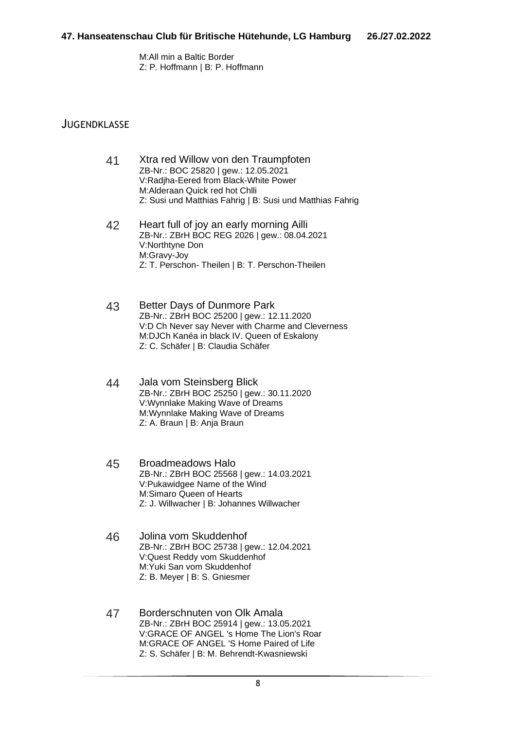M:All min a Baltic Border
Z: P. Hoffmann | B: P. Hoffmann

## Jugendklasse

**41** Xtra red Willow von den Traumpfoten
ZB-Nr.: BOC 25820 | gew.: 12.05.2021
V:Radjha-Eered from Black-White Power
M:Alderaan Quick red hot Chlli
Z: Susi und Matthias Fahrig | B: Susi und Matthias Fahrig

**42** Heart full of joy an early morning Ailli
ZB-Nr.: ZBrH BOC REG 2026 | gew.: 08.04.2021
V:Northtyne Don
M:Gravy-Joy
Z: T. Perschon- Theilen | B: T. Perschon-Theilen

**43** Better Days of Dunmore Park
ZB-Nr.: ZBrH BOC 25200 | gew.: 12.11.2020
V:D Ch Never say Never with Charme and Cleverness
M:DJCh Kanéa in black IV. Queen of Eskalony
Z: C. Schäfer | B: Claudia Schäfer

**44** Jala vom Steinsberg Blick
ZB-Nr.: ZBrH BOC 25250 | gew.: 30.11.2020
V:Wynnlake Making Wave of Dreams
M:Wynnlake Making Wave of Dreams
Z: A. Braun | B: Anja Braun

**45** Broadmeadows Halo
ZB-Nr.: ZBrH BOC 25568 | gew.: 14.03.2021
V:Pukawidgee Name of the Wind
M:Simaro Queen of Hearts
Z: J. Willwacher | B: Johannes Willwacher

**46** Jolina vom Skuddenhof
ZB-Nr.: ZBrH BOC 25738 | gew.: 12.04.2021
V:Quest Reddy vom Skuddenhof
M:Yuki San vom Skuddenhof
Z: B. Meyer | B: S. Gniesmer

**47** Borderschnuten von Olk Amala
ZB-Nr.: ZBrH BOC 25914 | gew.: 13.05.2021
V:GRACE OF ANGEL 's Home The Lion's Roar
M:GRACE OF ANGEL 'S Home Paired of Life
Z: S. Schäfer | B: M. Behrendt-Kwasniewski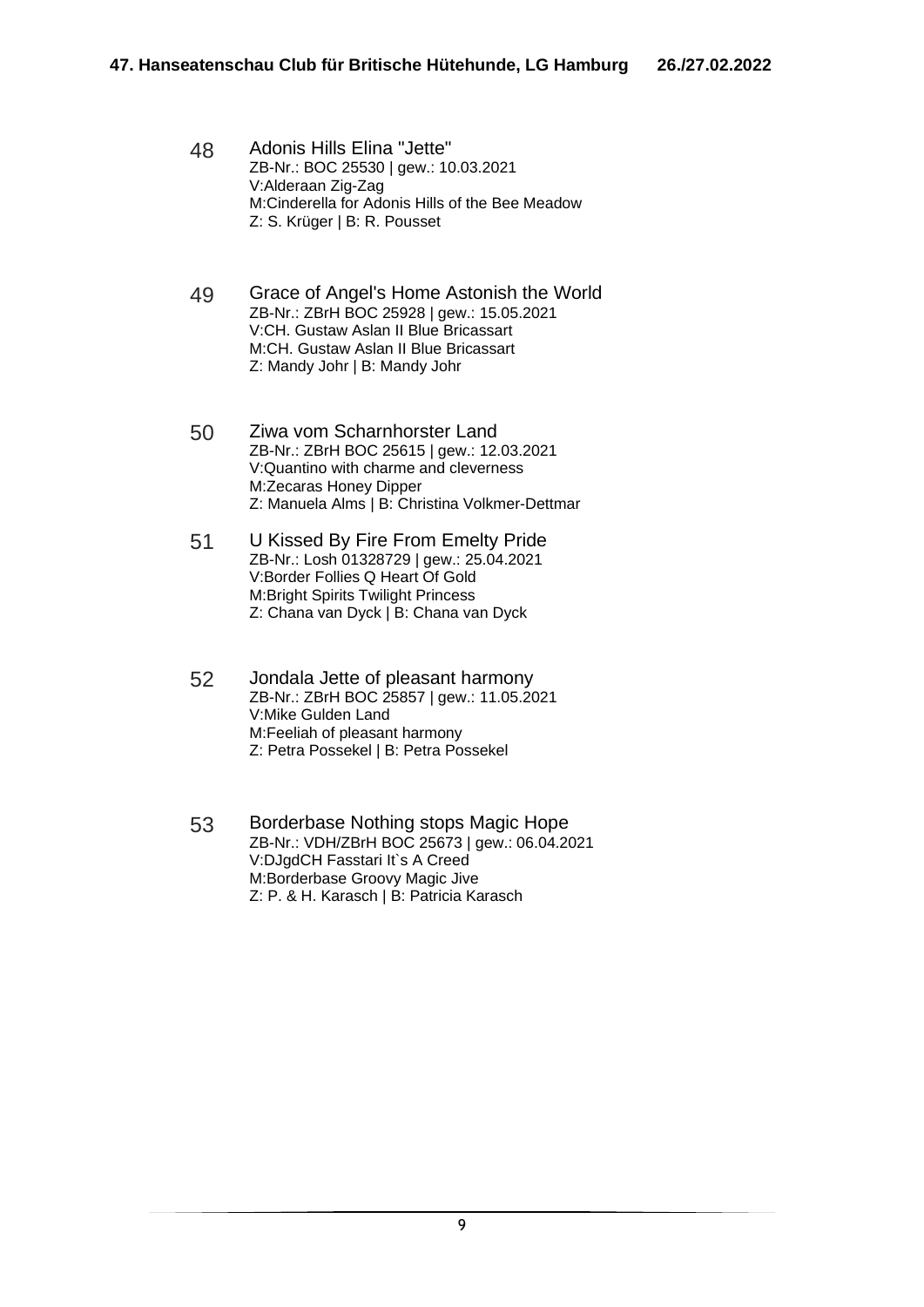48 Adonis Hills Elina "Jette"
ZB-Nr.: BOC 25530 | gew.: 10.03.2021
V:Alderaan Zig-Zag
M:Cinderella for Adonis Hills of the Bee Meadow
Z: S. Krüger | B: R. Pousset

49 Grace of Angel's Home Astonish the World
ZB-Nr.: ZBrH BOC 25928 | gew.: 15.05.2021
V:CH. Gustaw Aslan II Blue Bricassart
M:CH. Gustaw Aslan II Blue Bricassart
Z: Mandy Johr | B: Mandy Johr

50 Ziwa vom Scharnhorster Land
ZB-Nr.: ZBrH BOC 25615 | gew.: 12.03.2021
V:Quantino with charme and cleverness
M:Zecaras Honey Dipper
Z: Manuela Alms | B: Christina Volkmer-Dettmar

51 U Kissed By Fire From Emelty Pride
ZB-Nr.: Losh 01328729 | gew.: 25.04.2021
V:Border Follies Q Heart Of Gold
M:Bright Spirits Twilight Princess
Z: Chana van Dyck | B: Chana van Dyck

52 Jondala Jette of pleasant harmony
ZB-Nr.: ZBrH BOC 25857 | gew.: 11.05.2021
V:Mike Gulden Land
M:Feeliah of pleasant harmony
Z: Petra Possekel | B: Petra Possekel

53 Borderbase Nothing stops Magic Hope
ZB-Nr.: VDH/ZBrH BOC 25673 | gew.: 06.04.2021
V:DJgdCH Fasstari It`s A Creed
M:Borderbase Groovy Magic Jive
Z: P. & H. Karasch | B: Patricia Karasch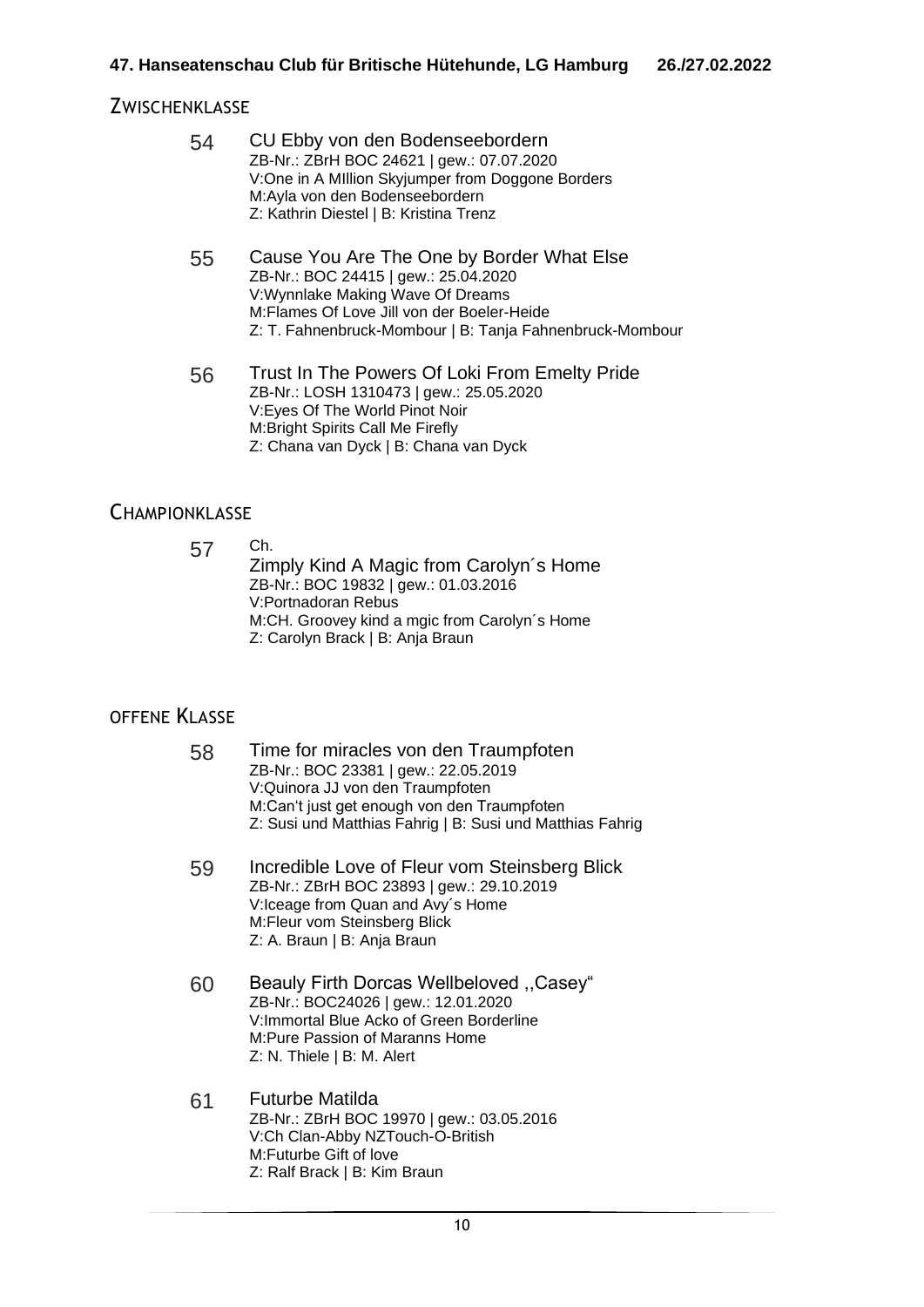## Zwischenklasse

54 CU Ebby von den Bodenseebordern
ZB-Nr.: ZBrH BOC 24621 | gew.: 07.07.2020
V:One in A MIllion Skyjumper from Doggone Borders
M:Ayla von den Bodenseebordern
Z: Kathrin Diestel | B: Kristina Trenz

55 Cause You Are The One by Border What Else
ZB-Nr.: BOC 24415 | gew.: 25.04.2020
V:Wynnlake Making Wave Of Dreams
M:Flames Of Love Jill von der Boeler-Heide
Z: T. Fahnenbruck-Mombour | B: Tanja Fahnenbruck-Mombour

56 Trust In The Powers Of Loki From Emelty Pride
ZB-Nr.: LOSH 1310473 | gew.: 25.05.2020
V:Eyes Of The World Pinot Noir
M:Bright Spirits Call Me Firefly
Z: Chana van Dyck | B: Chana van Dyck

## Championklasse

57 Ch.
Zimply Kind A Magic from Carolyn´s Home
ZB-Nr.: BOC 19832 | gew.: 01.03.2016
V:Portnadoran Rebus
M:CH. Groovey kind a mgic from Carolyn´s Home
Z: Carolyn Brack | B: Anja Braun

## offene Klasse

58 Time for miracles von den Traumpfoten
ZB-Nr.: BOC 23381 | gew.: 22.05.2019
V:Quinora JJ von den Traumpfoten
M:Can't just get enough von den Traumpfoten
Z: Susi und Matthias Fahrig | B: Susi und Matthias Fahrig

59 Incredible Love of Fleur vom Steinsberg Blick
ZB-Nr.: ZBrH BOC 23893 | gew.: 29.10.2019
V:Iceage from Quan and Avy´s Home
M:Fleur vom Steinsberg Blick
Z: A. Braun | B: Anja Braun

60 Beauly Firth Dorcas Wellbeloved ,,Casey“
ZB-Nr.: BOC24026 | gew.: 12.01.2020
V:Immortal Blue Acko of Green Borderline
M:Pure Passion of Maranns Home
Z: N. Thiele | B: M. Alert

61 Futurbe Matilda
ZB-Nr.: ZBrH BOC 19970 | gew.: 03.05.2016
V:Ch Clan-Abby NZTouch-O-British
M:Futurbe Gift of love
Z: Ralf Brack | B: Kim Braun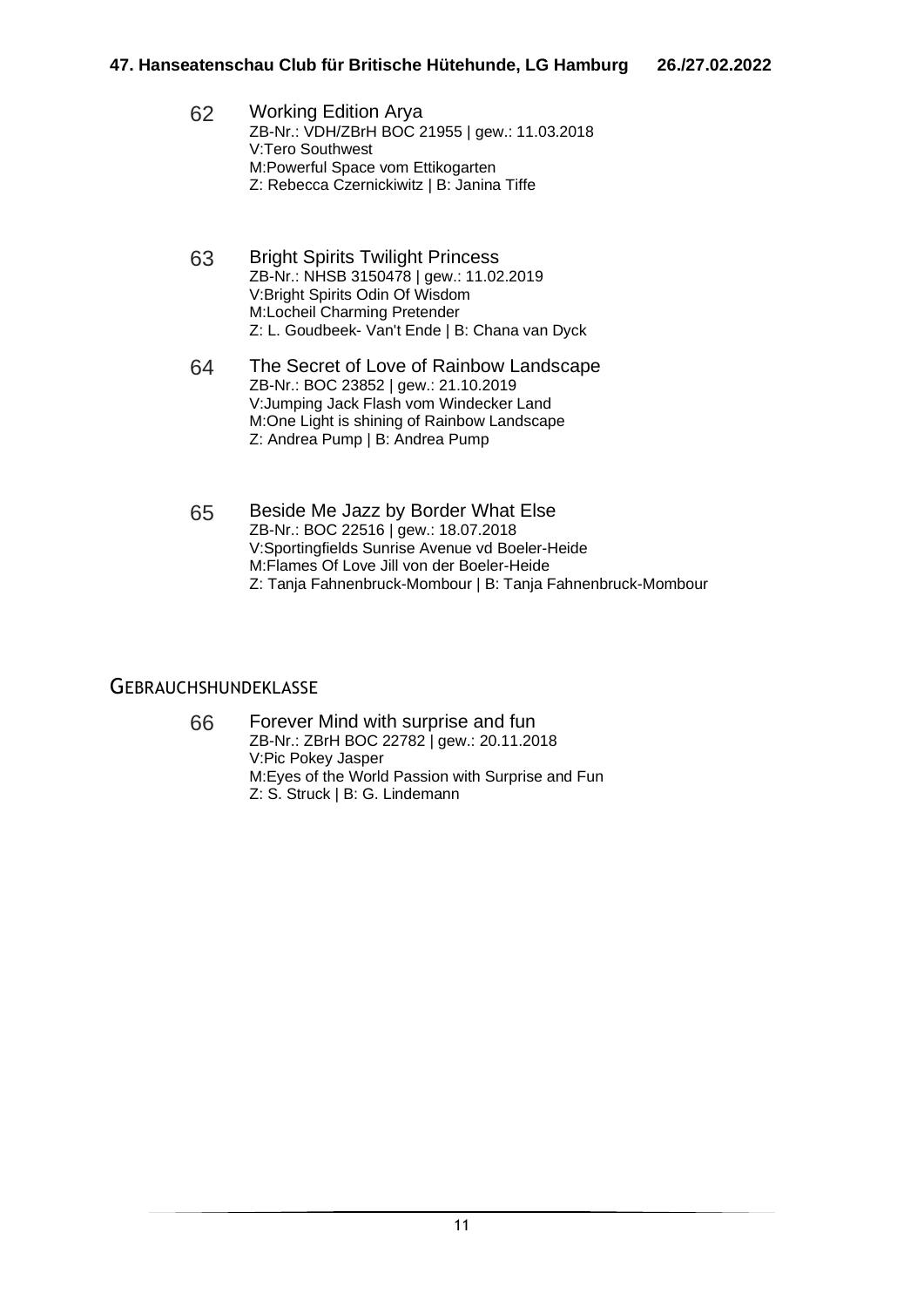62 **Working Edition Arya**
ZB-Nr.: VDH/ZBrH BOC 21955 | gew.: 11.03.2018
V:Tero Southwest
M:Powerful Space vom Ettikogarten
Z: Rebecca Czernickiwitz | B: Janina Tiffe

63 **Bright Spirits Twilight Princess**
ZB-Nr.: NHSB 3150478 | gew.: 11.02.2019
V:Bright Spirits Odin Of Wisdom
M:Locheil Charming Pretender
Z: L. Goudbeek- Van't Ende | B: Chana van Dyck

64 **The Secret of Love of Rainbow Landscape**
ZB-Nr.: BOC 23852 | gew.: 21.10.2019
V:Jumping Jack Flash vom Windecker Land
M:One Light is shining of Rainbow Landscape
Z: Andrea Pump | B: Andrea Pump

65 **Beside Me Jazz by Border What Else**
ZB-Nr.: BOC 22516 | gew.: 18.07.2018
V:Sportingfields Sunrise Avenue vd Boeler-Heide
M:Flames Of Love Jill von der Boeler-Heide
Z: Tanja Fahnenbruck-Mombour | B: Tanja Fahnenbruck-Mombour

## Gebrauchshundeklasse

66 **Forever Mind with surprise and fun**
ZB-Nr.: ZBrH BOC 22782 | gew.: 20.11.2018
V:Pic Pokey Jasper
M:Eyes of the World Passion with Surprise and Fun
Z: S. Struck | B: G. Lindemann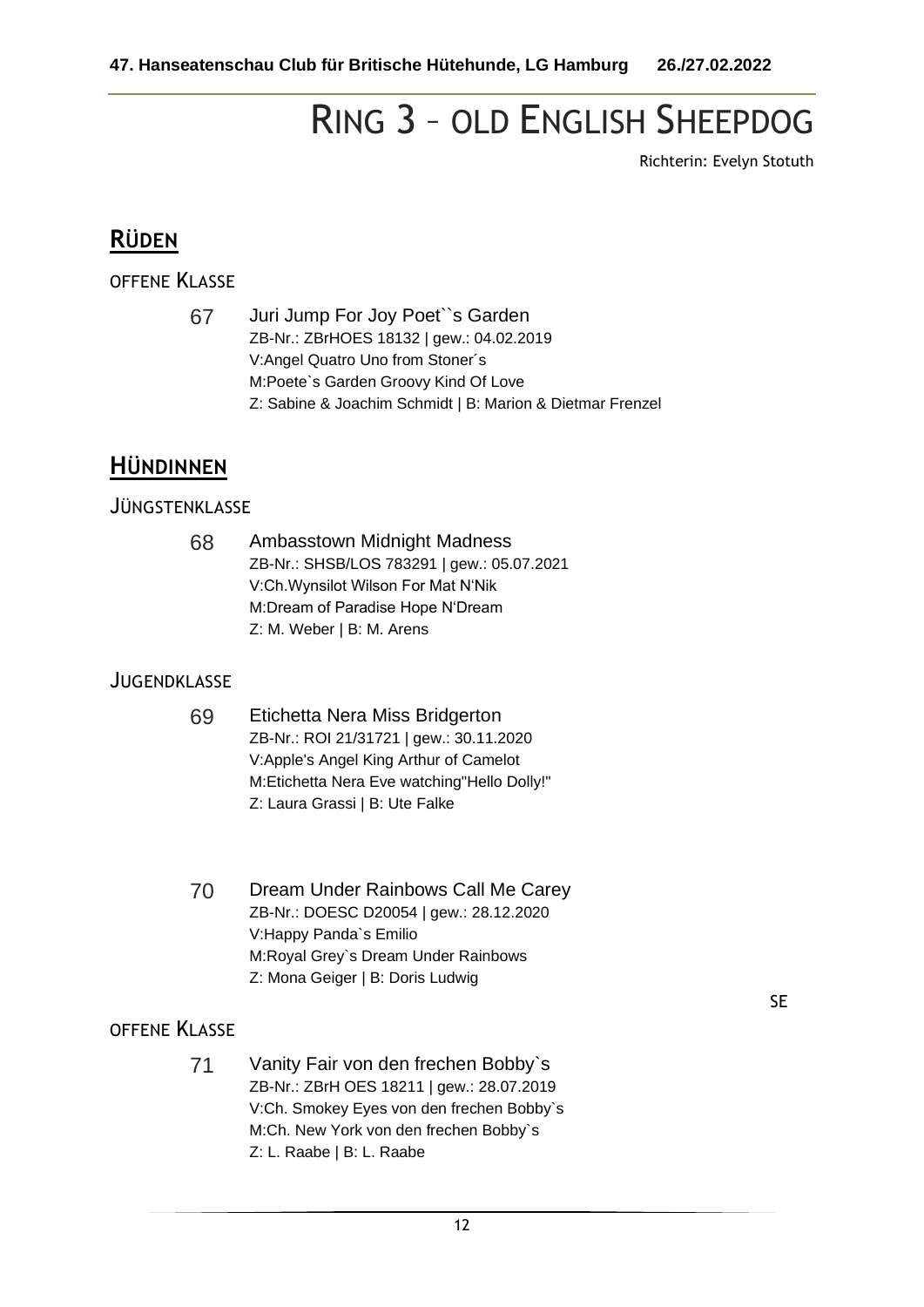# RING 3 – OLD ENGLISH SHEEPDOG

Richterin: Evelyn Stotuth

## RÜDEN

### OFFENE KLASSE

67 Juri Jump For Joy Poet``s Garden
ZB-Nr.: ZBrHOES 18132 | gew.: 04.02.2019
V:Angel Quatro Uno from Stoner´s
M:Poete`s Garden Groovy Kind Of Love
Z: Sabine & Joachim Schmidt | B: Marion & Dietmar Frenzel

## HÜNDINNEN

### JÜNGSTENKLASSE

68 Ambasstown Midnight Madness
ZB-Nr.: SHSB/LOS 783291 | gew.: 05.07.2021
V:Ch.Wynsilot Wilson For Mat N'Nik
M:Dream of Paradise Hope N'Dream
Z: M. Weber | B: M. Arens

### JUGENDKLASSE

69 Etichetta Nera Miss Bridgerton
ZB-Nr.: ROI 21/31721 | gew.: 30.11.2020
V:Apple's Angel King Arthur of Camelot
M:Etichetta Nera Eve watching"Hello Dolly!"
Z: Laura Grassi | B: Ute Falke

70 Dream Under Rainbows Call Me Carey
ZB-Nr.: DOESC D20054 | gew.: 28.12.2020
V:Happy Panda`s Emilio
M:Royal Grey`s Dream Under Rainbows
Z: Mona Geiger | B: Doris Ludwig

SE

### OFFENE KLASSE

71 Vanity Fair von den frechen Bobby`s
ZB-Nr.: ZBrH OES 18211 | gew.: 28.07.2019
V:Ch. Smokey Eyes von den frechen Bobby`s
M:Ch. New York von den frechen Bobby`s
Z: L. Raabe | B: L. Raabe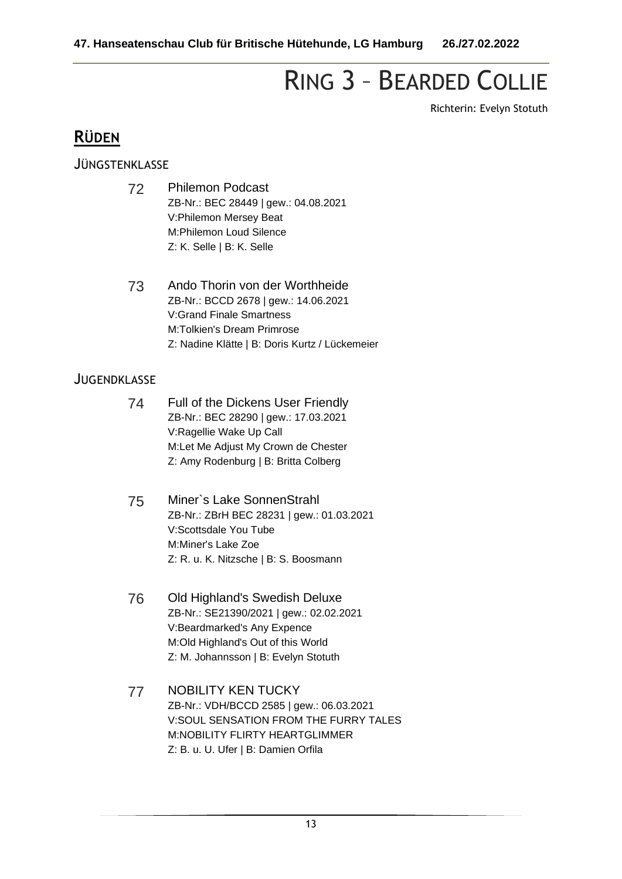# Ring 3 – Bearded Collie

Richterin: Evelyn Stotuth

## **Rüden**

### Jüngstenklasse

72 Philemon Podcast
ZB-Nr.: BEC 28449 | gew.: 04.08.2021
V:Philemon Mersey Beat
M:Philemon Loud Silence
Z: K. Selle | B: K. Selle

73 Ando Thorin von der Worthheide
ZB-Nr.: BCCD 2678 | gew.: 14.06.2021
V:Grand Finale Smartness
M:Tolkien's Dream Primrose
Z: Nadine Klätte | B: Doris Kurtz / Lückemeier

### Jugendklasse

74 Full of the Dickens User Friendly
ZB-Nr.: BEC 28290 | gew.: 17.03.2021
V:Ragellie Wake Up Call
M:Let Me Adjust My Crown de Chester
Z: Amy Rodenburg | B: Britta Colberg

75 Miner`s Lake SonnenStrahl
ZB-Nr.: ZBrH BEC 28231 | gew.: 01.03.2021
V:Scottsdale You Tube
M:Miner's Lake Zoe
Z: R. u. K. Nitzsche | B: S. Boosmann

76 Old Highland's Swedish Deluxe
ZB-Nr.: SE21390/2021 | gew.: 02.02.2021
V:Beardmarked's Any Expence
M:Old Highland's Out of this World
Z: M. Johannsson | B: Evelyn Stotuth

77 NOBILITY KEN TUCKY
ZB-Nr.: VDH/BCCD 2585 | gew.: 06.03.2021
V:SOUL SENSATION FROM THE FURRY TALES
M:NOBILITY FLIRTY HEARTGLIMMER
Z: B. u. U. Ufer | B: Damien Orfila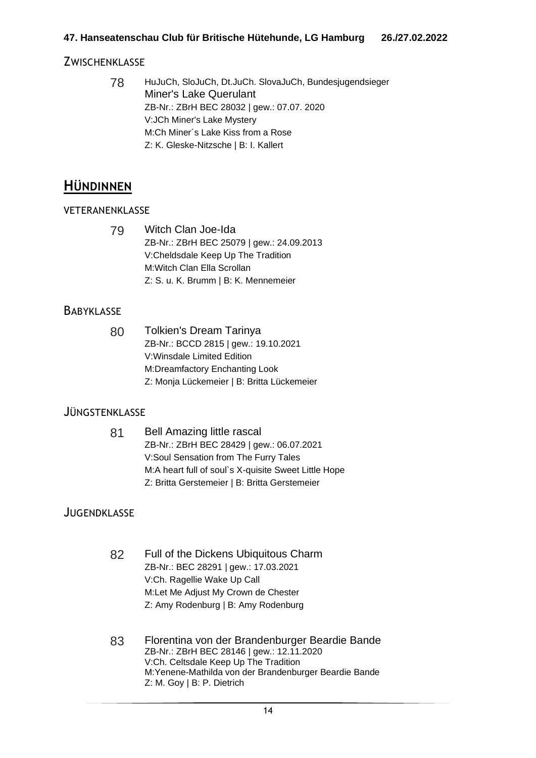## Zwischenklasse

78 HuJuCh, SloJuCh, Dt.JuCh. SlovaJuCh, Bundesjugendsieger
Miner's Lake Querulant
ZB-Nr.: ZBrH BEC 28032 | gew.: 07.07. 2020
V:JCh Miner's Lake Mystery
M:Ch Miner´s Lake Kiss from a Rose
Z: K. Gleske-Nitzsche | B: I. Kallert

# Hündinnen

## Veteranenklasse

79 Witch Clan Joe-Ida
ZB-Nr.: ZBrH BEC 25079 | gew.: 24.09.2013
V:Cheldsdale Keep Up The Tradition
M:Witch Clan Ella Scrollan
Z: S. u. K. Brumm | B: K. Mennemeier

## Babyklasse

80 Tolkien's Dream Tarinya
ZB-Nr.: BCCD 2815 | gew.: 19.10.2021
V:Winsdale Limited Edition
M:Dreamfactory Enchanting Look
Z: Monja Lückemeier | B: Britta Lückemeier

## Jüngstenklasse

81 Bell Amazing little rascal
ZB-Nr.: ZBrH BEC 28429 | gew.: 06.07.2021
V:Soul Sensation from The Furry Tales
M:A heart full of soul`s X-quisite Sweet Little Hope
Z: Britta Gerstemeier | B: Britta Gerstemeier

## Jugendklasse

82 Full of the Dickens Ubiquitous Charm
ZB-Nr.: BEC 28291 | gew.: 17.03.2021
V:Ch. Ragellie Wake Up Call
M:Let Me Adjust My Crown de Chester
Z: Amy Rodenburg | B: Amy Rodenburg

83 Florentina von der Brandenburger Beardie Bande
ZB-Nr.: ZBrH BEC 28146 | gew.: 12.11.2020
V:Ch. Celtsdale Keep Up The Tradition
M:Yenene-Mathilda von der Brandenburger Beardie Bande
Z: M. Goy | B: P. Dietrich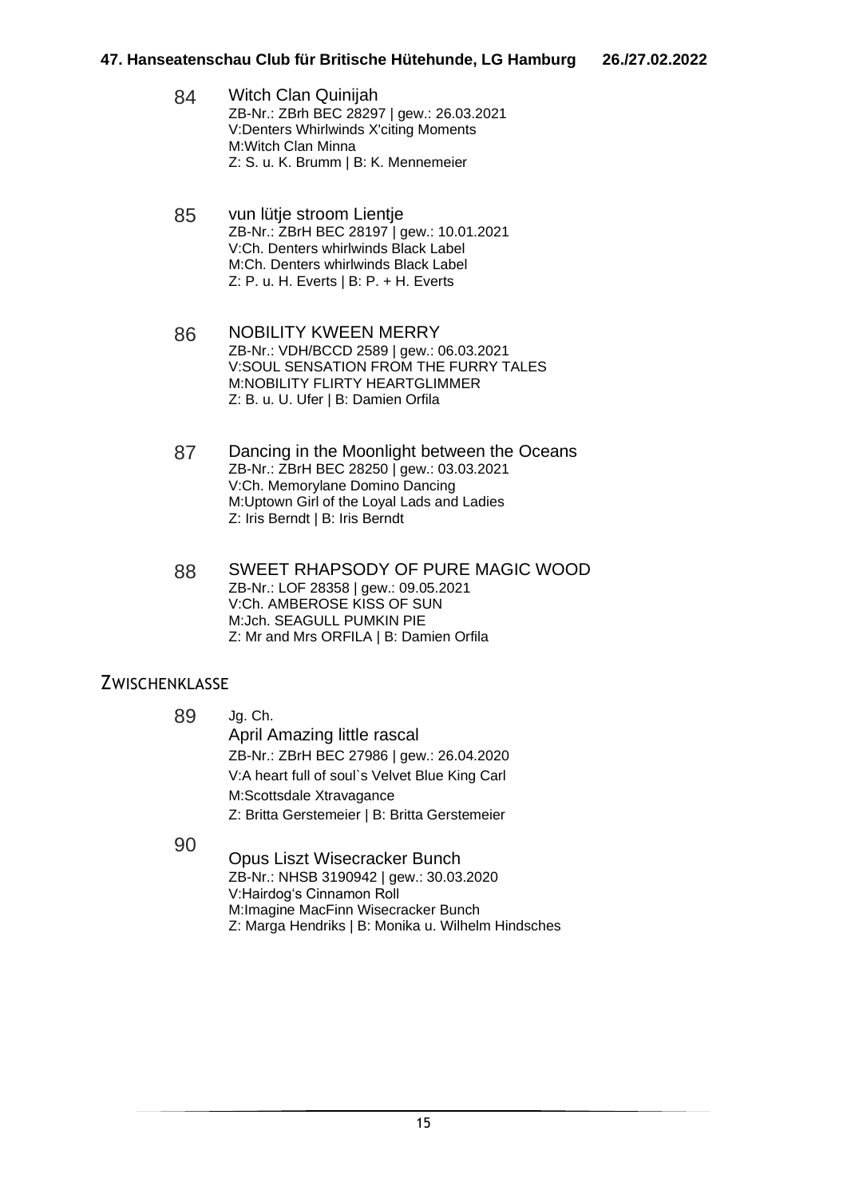84 **Witch Clan Quinijah**
ZB-Nr.: ZBrh BEC 28297 | gew.: 26.03.2021
V:Denters Whirlwinds X'citing Moments
M:Witch Clan Minna
Z: S. u. K. Brumm | B: K. Mennemeier

85 **vun lütje stroom Lientje**
ZB-Nr.: ZBrH BEC 28197 | gew.: 10.01.2021
V:Ch. Denters whirlwinds Black Label
M:Ch. Denters whirlwinds Black Label
Z: P. u. H. Everts | B: P. + H. Everts

86 **NOBILITY KWEEN MERRY**
ZB-Nr.: VDH/BCCD 2589 | gew.: 06.03.2021
V:SOUL SENSATION FROM THE FURRY TALES
M:NOBILITY FLIRTY HEARTGLIMMER
Z: B. u. U. Ufer | B: Damien Orfila

87 **Dancing in the Moonlight between the Oceans**
ZB-Nr.: ZBrH BEC 28250 | gew.: 03.03.2021
V:Ch. Memorylane Domino Dancing
M:Uptown Girl of the Loyal Lads and Ladies
Z: Iris Berndt | B: Iris Berndt

88 **SWEET RHAPSODY OF PURE MAGIC WOOD**
ZB-Nr.: LOF 28358 | gew.: 09.05.2021
V:Ch. AMBEROSE KISS OF SUN
M:Jch. SEAGULL PUMKIN PIE
Z: Mr and Mrs ORFILA | B: Damien Orfila

## Zwischenklasse

89 Jg. Ch.
**April Amazing little rascal**
ZB-Nr.: ZBrH BEC 27986 | gew.: 26.04.2020
V:A heart full of soul`s Velvet Blue King Carl
M:Scottsdale Xtravagance
Z: Britta Gerstemeier | B: Britta Gerstemeier

90 **Opus Liszt Wisecracker Bunch**
ZB-Nr.: NHSB 3190942 | gew.: 30.03.2020
V:Hairdog's Cinnamon Roll
M:Imagine MacFinn Wisecracker Bunch
Z: Marga Hendriks | B: Monika u. Wilhelm Hindsches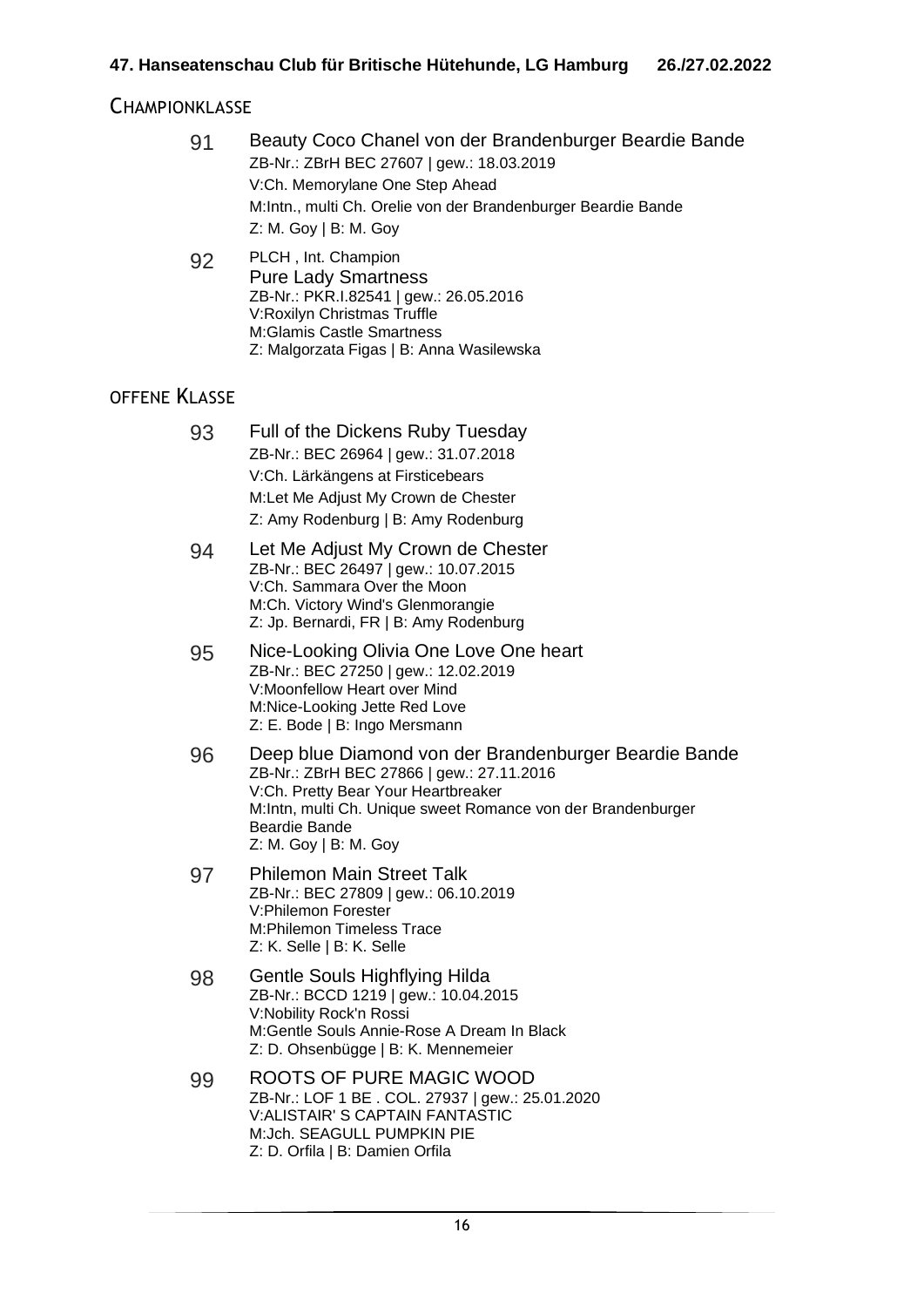## Championklasse

**91** Beauty Coco Chanel von der Brandenburger Beardie Bande
ZB-Nr.: ZBrH BEC 27607 | gew.: 18.03.2019
V:Ch. Memorylane One Step Ahead
M:Intn., multi Ch. Orelie von der Brandenburger Beardie Bande
Z: M. Goy | B: M. Goy

**92** PLCH , Int. Champion
Pure Lady Smartness
ZB-Nr.: PKR.I.82541 | gew.: 26.05.2016
V:Roxilyn Christmas Truffle
M:Glamis Castle Smartness
Z: Malgorzata Figas | B: Anna Wasilewska

## offene Klasse

**93** Full of the Dickens Ruby Tuesday
ZB-Nr.: BEC 26964 | gew.: 31.07.2018
V:Ch. Lärkängens at Firsticebears
M:Let Me Adjust My Crown de Chester
Z: Amy Rodenburg | B: Amy Rodenburg

**94** Let Me Adjust My Crown de Chester
ZB-Nr.: BEC 26497 | gew.: 10.07.2015
V:Ch. Sammara Over the Moon
M:Ch. Victory Wind's Glenmorangie
Z: Jp. Bernardi, FR | B: Amy Rodenburg

**95** Nice-Looking Olivia One Love One heart
ZB-Nr.: BEC 27250 | gew.: 12.02.2019
V:Moonfellow Heart over Mind
M:Nice-Looking Jette Red Love
Z: E. Bode | B: Ingo Mersmann

**96** Deep blue Diamond von der Brandenburger Beardie Bande
ZB-Nr.: ZBrH BEC 27866 | gew.: 27.11.2016
V:Ch. Pretty Bear Your Heartbreaker
M:Intn, multi Ch. Unique sweet Romance von der Brandenburger Beardie Bande
Z: M. Goy | B: M. Goy

**97** Philemon Main Street Talk
ZB-Nr.: BEC 27809 | gew.: 06.10.2019
V:Philemon Forester
M:Philemon Timeless Trace
Z: K. Selle | B: K. Selle

**98** Gentle Souls Highflying Hilda
ZB-Nr.: BCCD 1219 | gew.: 10.04.2015
V:Nobility Rock'n Rossi
M:Gentle Souls Annie-Rose A Dream In Black
Z: D. Ohsenbügge | B: K. Mennemeier

**99** ROOTS OF PURE MAGIC WOOD
ZB-Nr.: LOF 1 BE . COL. 27937 | gew.: 25.01.2020
V:ALISTAIR' S CAPTAIN FANTASTIC
M:Jch. SEAGULL PUMPKIN PIE
Z: D. Orfila | B: Damien Orfila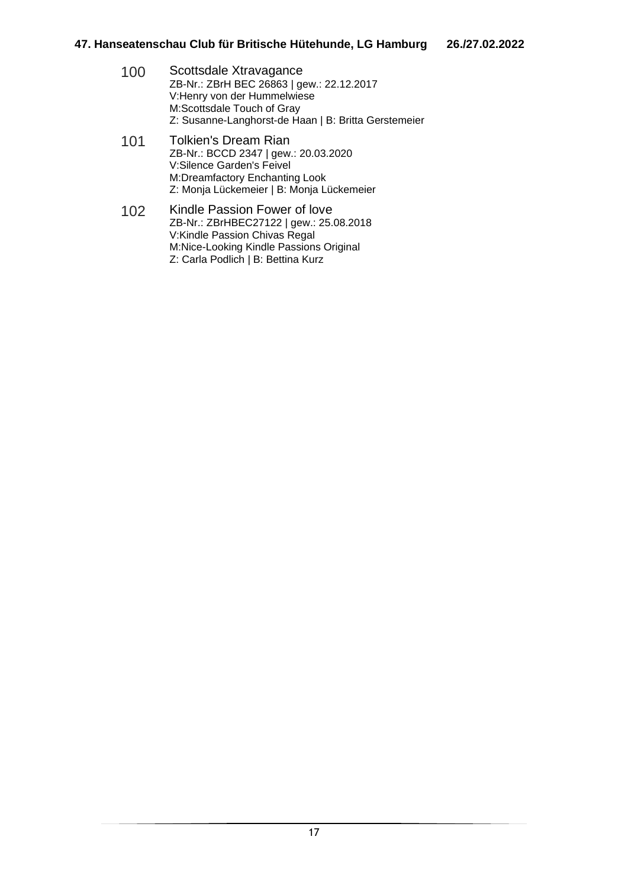**100** Scottsdale Xtravagance
ZB-Nr.: ZBrH BEC 26863 | gew.: 22.12.2017
V:Henry von der Hummelwiese
M:Scottsdale Touch of Gray
Z: Susanne-Langhorst-de Haan | B: Britta Gerstemeier

**101** Tolkien's Dream Rian
ZB-Nr.: BCCD 2347 | gew.: 20.03.2020
V:Silence Garden's Feivel
M:Dreamfactory Enchanting Look
Z: Monja Lückemeier | B: Monja Lückemeier

**102** Kindle Passion Fower of love
ZB-Nr.: ZBrHBEC27122 | gew.: 25.08.2018
V:Kindle Passion Chivas Regal
M:Nice-Looking Kindle Passions Original
Z: Carla Podlich | B: Bettina Kurz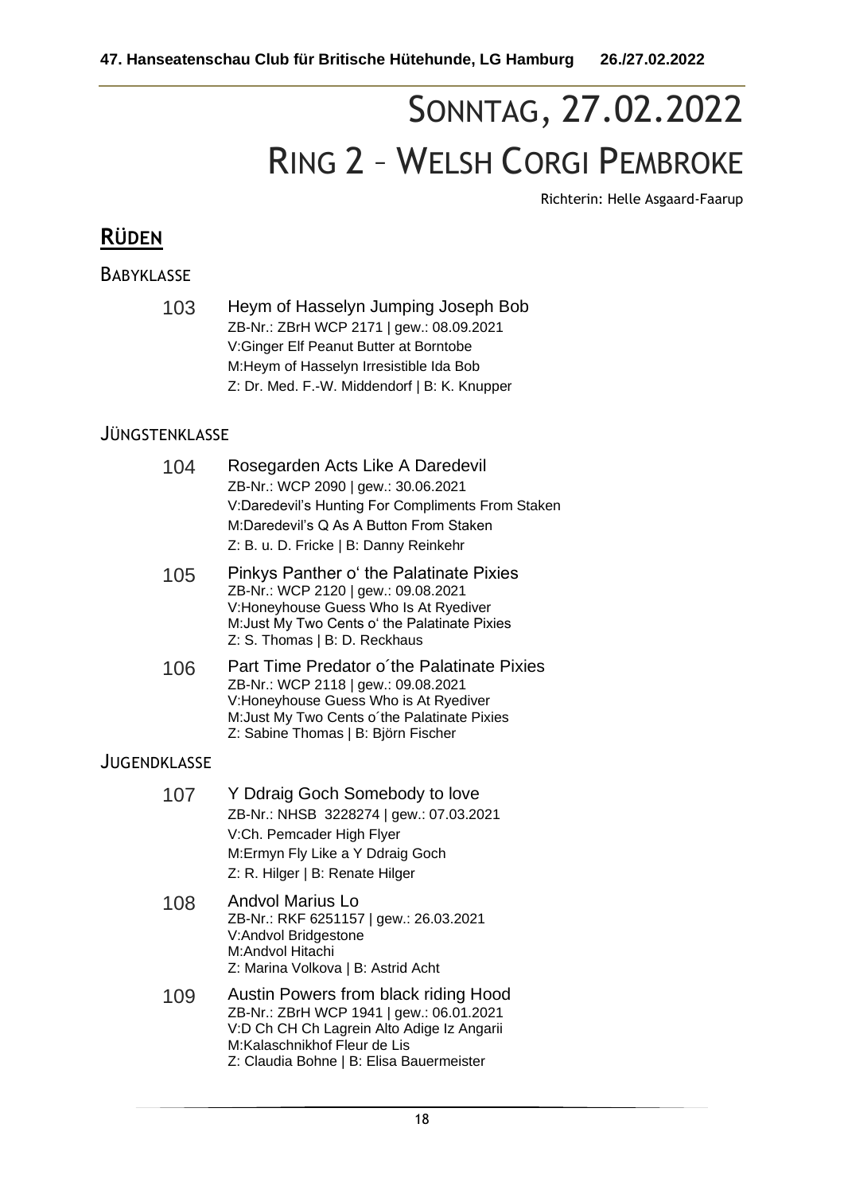# SONNTAG, 27.02.2022

# RING 2 – WELSH CORGI PEMBROKE

Richterin: Helle Asgaard-Faarup

## RÜDEN

### BABYKLASSE

103 Heym of Hasselyn Jumping Joseph Bob
ZB-Nr.: ZBrH WCP 2171 | gew.: 08.09.2021
V:Ginger Elf Peanut Butter at Borntobe
M:Heym of Hasselyn Irresistible Ida Bob
Z: Dr. Med. F.-W. Middendorf | B: K. Knupper

### JÜNGSTENKLASSE

104 Rosegarden Acts Like A Daredevil
ZB-Nr.: WCP 2090 | gew.: 30.06.2021
V:Daredevil's Hunting For Compliments From Staken
M:Daredevil's Q As A Button From Staken
Z: B. u. D. Fricke | B: Danny Reinkehr

105 Pinkys Panther o' the Palatinate Pixies
ZB-Nr.: WCP 2120 | gew.: 09.08.2021
V:Honeyhouse Guess Who Is At Ryediver
M:Just My Two Cents o' the Palatinate Pixies
Z: S. Thomas | B: D. Reckhaus

106 Part Time Predator o´the Palatinate Pixies
ZB-Nr.: WCP 2118 | gew.: 09.08.2021
V:Honeyhouse Guess Who is At Ryediver
M:Just My Two Cents o´the Palatinate Pixies
Z: Sabine Thomas | B: Björn Fischer

### JUGENDKLASSE

107 Y Ddraig Goch Somebody to love
ZB-Nr.: NHSB 3228274 | gew.: 07.03.2021
V:Ch. Pemcader High Flyer
M:Ermyn Fly Like a Y Ddraig Goch
Z: R. Hilger | B: Renate Hilger

108 Andvol Marius Lo
ZB-Nr.: RKF 6251157 | gew.: 26.03.2021
V:Andvol Bridgestone
M:Andvol Hitachi
Z: Marina Volkova | B: Astrid Acht

109 Austin Powers from black riding Hood
ZB-Nr.: ZBrH WCP 1941 | gew.: 06.01.2021
V:D Ch CH Ch Lagrein Alto Adige Iz Angarii
M:Kalaschnikhof Fleur de Lis
Z: Claudia Bohne | B: Elisa Bauermeister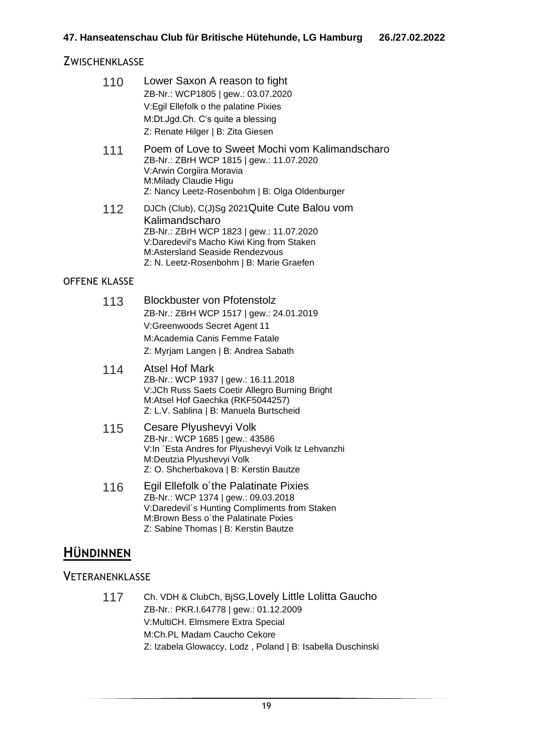## Zwischenklasse

**110** Lower Saxon A reason to fight
ZB-Nr.: WCP1805 | gew.: 03.07.2020
V:Egil Ellefolk o the palatine Pixies
M:Dt.Jgd.Ch. C's quite a blessing
Z: Renate Hilger | B: Zita Giesen

**111** Poem of Love to Sweet Mochi vom Kalimandscharo
ZB-Nr.: ZBrH WCP 1815 | gew.: 11.07.2020
V:Arwin Corgiira Moravia
M:Milady Claudie Higu
Z: Nancy Leetz-Rosenbohm | B: Olga Oldenburger

**112** DJCh (Club), C(J)Sg 2021Quite Cute Balou vom Kalimandscharo
ZB-Nr.: ZBrH WCP 1823 | gew.: 11.07.2020
V:Daredevil's Macho Kiwi King from Staken
M:Astersland Seaside Rendezvous
Z: N. Leetz-Rosenbohm | B: Marie Graefen

## Offene Klasse

**113** Blockbuster von Pfotenstolz
ZB-Nr.: ZBrH WCP 1517 | gew.: 24.01.2019
V:Greenwoods Secret Agent 11
M:Academia Canis Femme Fatale
Z: Myrjam Langen | B: Andrea Sabath

**114** Atsel Hof Mark
ZB-Nr.: WCP 1937 | gew.: 16.11.2018
V:JCh Russ Saets Coetir Allegro Burning Bright
M:Atsel Hof Gaechka (RKF5044257)
Z: L.V. Sablina | B: Manuela Burtscheid

**115** Cesare Plyushevyi Volk
ZB-Nr.: WCP 1685 | gew.: 43586
V:In ´Esta Andres for Plyushevyi Volk Iz Lehvanzhi
M:Deutzia Plyushevyi Volk
Z: O. Shcherbakova | B: Kerstin Bautze

**116** Egil Ellefolk o´the Palatinate Pixies
ZB-Nr.: WCP 1374 | gew.: 09.03.2018
V:Daredevil´s Hunting Compliments from Staken
M:Brown Bess o´the Palatinate Pixies
Z: Sabine Thomas | B: Kerstin Bautze

# Hündinnen

## Veteranenklasse

**117** Ch. VDH & ClubCh, BjSG,Lovely Little Lolitta Gaucho
ZB-Nr.: PKR.I.64778 | gew.: 01.12.2009
V:MultiCH. Elmsmere Extra Special
M:Ch.PL Madam Caucho Cekore
Z: Izabela Glowaccy, Lodz , Poland | B: Isabella Duschinski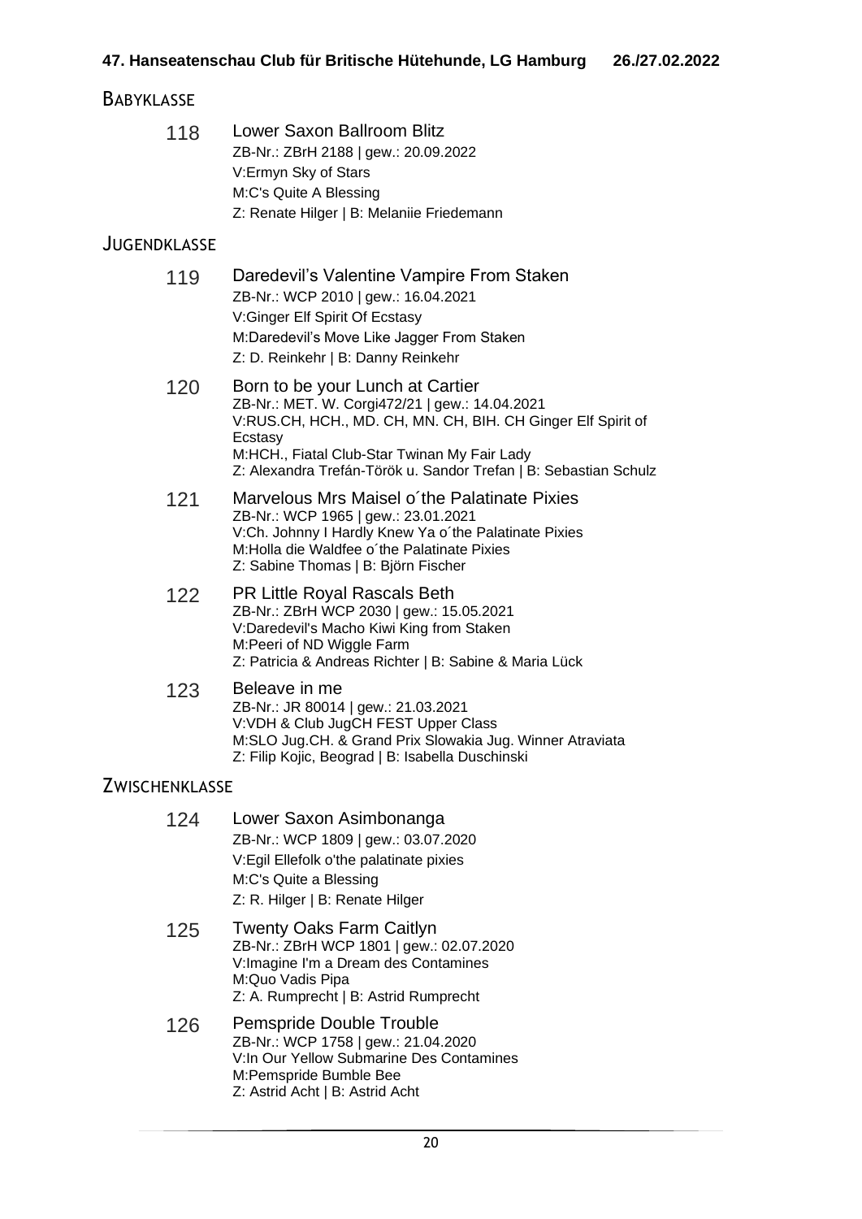## Babyklasse

**118** Lower Saxon Ballroom Blitz
ZB-Nr.: ZBrH 2188 | gew.: 20.09.2022
V:Ermyn Sky of Stars
M:C's Quite A Blessing
Z: Renate Hilger | B: Melaniie Friedemann

## Jugendklasse

**119** Daredevil's Valentine Vampire From Staken
ZB-Nr.: WCP 2010 | gew.: 16.04.2021
V:Ginger Elf Spirit Of Ecstasy
M:Daredevil's Move Like Jagger From Staken
Z: D. Reinkehr | B: Danny Reinkehr

**120** Born to be your Lunch at Cartier
ZB-Nr.: MET. W. Corgi472/21 | gew.: 14.04.2021
V:RUS.CH, HCH., MD. CH, MN. CH, BIH. CH Ginger Elf Spirit of Ecstasy
M:HCH., Fiatal Club-Star Twinan My Fair Lady
Z: Alexandra Trefán-Török u. Sandor Trefan | B: Sebastian Schulz

**121** Marvelous Mrs Maisel o´the Palatinate Pixies
ZB-Nr.: WCP 1965 | gew.: 23.01.2021
V:Ch. Johnny I Hardly Knew Ya o´the Palatinate Pixies
M:Holla die Waldfee o´the Palatinate Pixies
Z: Sabine Thomas | B: Björn Fischer

**122** PR Little Royal Rascals Beth
ZB-Nr.: ZBrH WCP 2030 | gew.: 15.05.2021
V:Daredevil's Macho Kiwi King from Staken
M:Peeri of ND Wiggle Farm
Z: Patricia & Andreas Richter | B: Sabine & Maria Lück

**123** Beleave in me
ZB-Nr.: JR 80014 | gew.: 21.03.2021
V:VDH & Club JugCH FEST Upper Class
M:SLO Jug.CH. & Grand Prix Slowakia Jug. Winner Atraviata
Z: Filip Kojic, Beograd | B: Isabella Duschinski

## Zwischenklasse

**124** Lower Saxon Asimbonanga
ZB-Nr.: WCP 1809 | gew.: 03.07.2020
V:Egil Ellefolk o'the palatinate pixies
M:C's Quite a Blessing
Z: R. Hilger | B: Renate Hilger

**125** Twenty Oaks Farm Caitlyn
ZB-Nr.: ZBrH WCP 1801 | gew.: 02.07.2020
V:Imagine I'm a Dream des Contamines
M:Quo Vadis Pipa
Z: A. Rumprecht | B: Astrid Rumprecht

**126** Pemspride Double Trouble
ZB-Nr.: WCP 1758 | gew.: 21.04.2020
V:In Our Yellow Submarine Des Contamines
M:Pemspride Bumble Bee
Z: Astrid Acht | B: Astrid Acht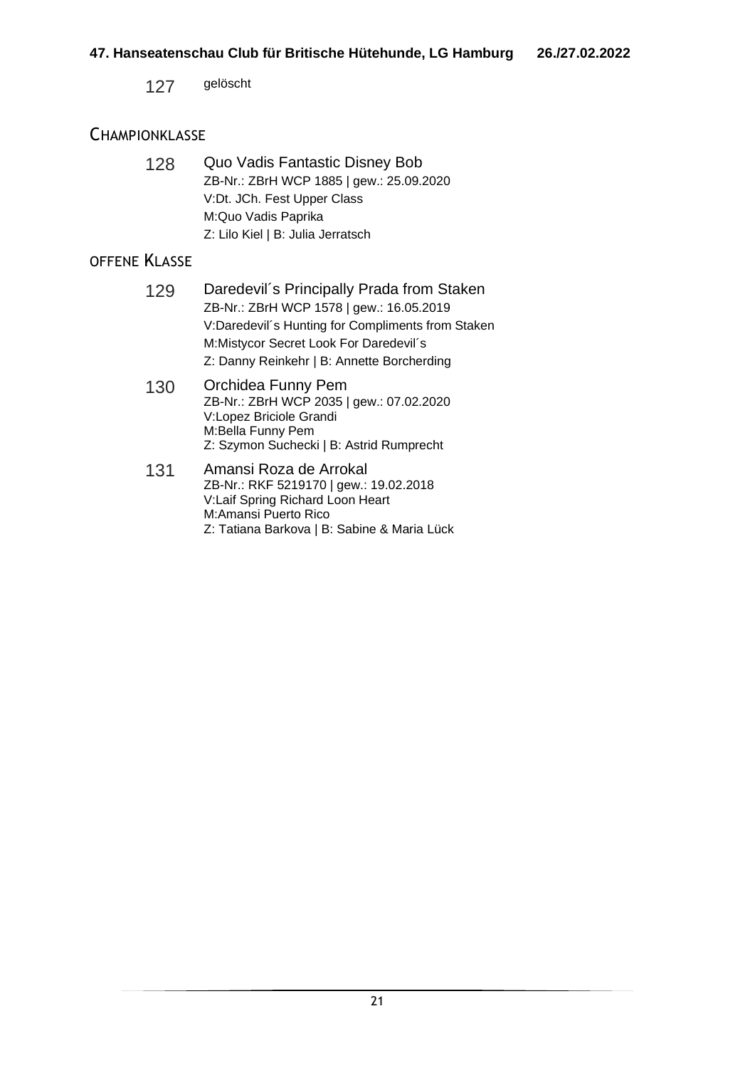127 gelöscht

## Championklasse

**128** Quo Vadis Fantastic Disney Bob
ZB-Nr.: ZBrH WCP 1885 | gew.: 25.09.2020
V:Dt. JCh. Fest Upper Class
M:Quo Vadis Paprika
Z: Lilo Kiel | B: Julia Jerratsch

## offene Klasse

**129** Daredevil´s Principally Prada from Staken
ZB-Nr.: ZBrH WCP 1578 | gew.: 16.05.2019
V:Daredevil´s Hunting for Compliments from Staken
M:Mistycor Secret Look For Daredevil´s
Z: Danny Reinkehr | B: Annette Borcherding

**130** Orchidea Funny Pem
ZB-Nr.: ZBrH WCP 2035 | gew.: 07.02.2020
V:Lopez Briciole Grandi
M:Bella Funny Pem
Z: Szymon Suchecki | B: Astrid Rumprecht

**131** Amansi Roza de Arrokal
ZB-Nr.: RKF 5219170 | gew.: 19.02.2018
V:Laif Spring Richard Loon Heart
M:Amansi Puerto Rico
Z: Tatiana Barkova | B: Sabine & Maria Lück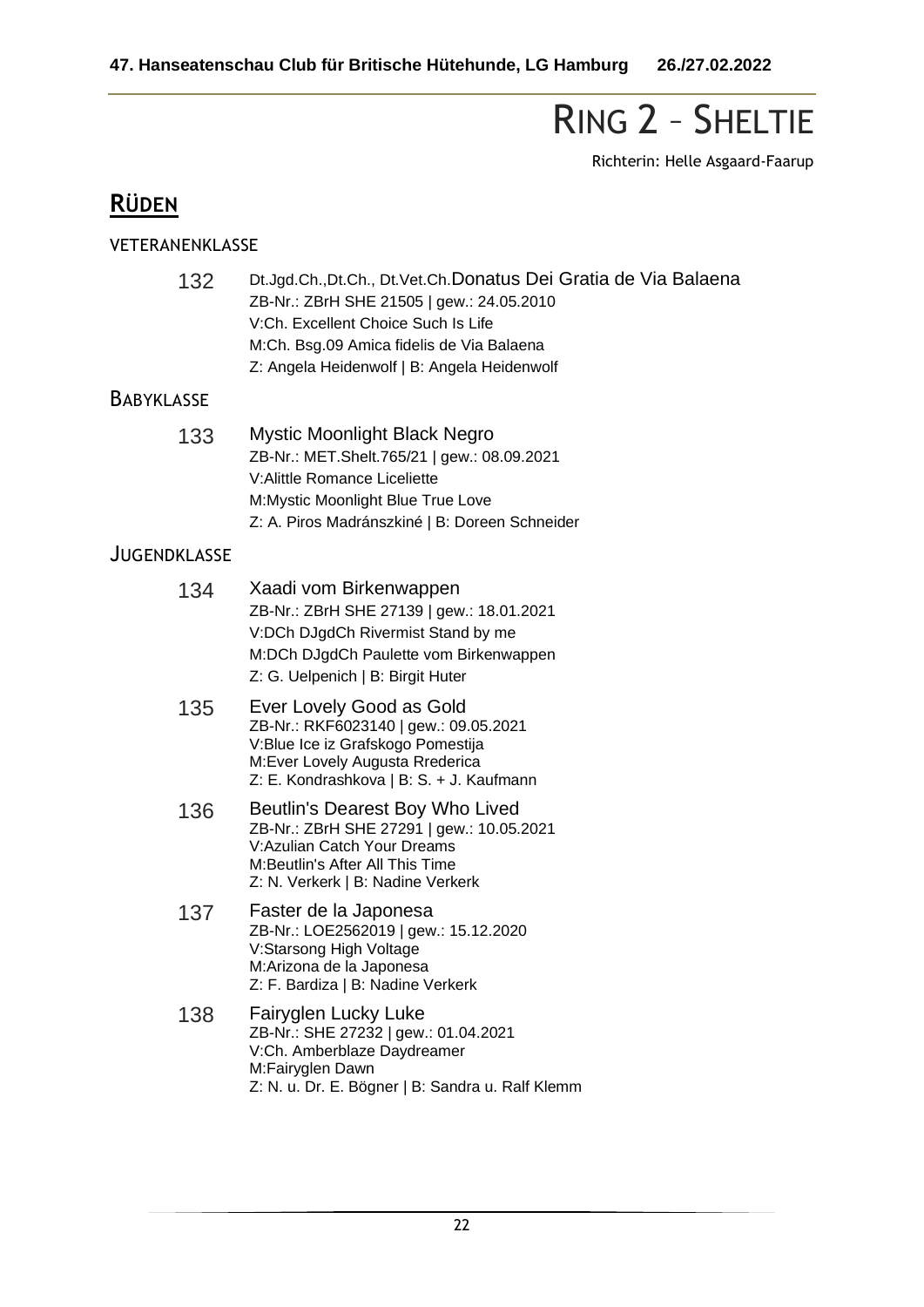# RING 2 – SHELTIE

Richterin: Helle Asgaard-Faarup

## RÜDEN

### VETERANENKLASSE

**132** Dt.Jgd.Ch.,Dt.Ch., Dt.Vet.Ch.Donatus Dei Gratia de Via Balaena
ZB-Nr.: ZBrH SHE 21505 | gew.: 24.05.2010
V:Ch. Excellent Choice Such Is Life
M:Ch. Bsg.09 Amica fidelis de Via Balaena
Z: Angela Heidenwolf | B: Angela Heidenwolf

### BABYKLASSE

**133** Mystic Moonlight Black Negro
ZB-Nr.: MET.Shelt.765/21 | gew.: 08.09.2021
V:Alittle Romance Liceliette
M:Mystic Moonlight Blue True Love
Z: A. Piros Madránszkiné | B: Doreen Schneider

### JUGENDKLASSE

**134** Xaadi vom Birkenwappen
ZB-Nr.: ZBrH SHE 27139 | gew.: 18.01.2021
V:DCh DJgdCh Rivermist Stand by me
M:DCh DJgdCh Paulette vom Birkenwappen
Z: G. Uelpenich | B: Birgit Huter

**135** Ever Lovely Good as Gold
ZB-Nr.: RKF6023140 | gew.: 09.05.2021
V:Blue Ice iz Grafskogo Pomestija
M:Ever Lovely Augusta Rrederica
Z: E. Kondrashkova | B: S. + J. Kaufmann

**136** Beutlin's Dearest Boy Who Lived
ZB-Nr.: ZBrH SHE 27291 | gew.: 10.05.2021
V:Azulian Catch Your Dreams
M:Beutlin's After All This Time
Z: N. Verkerk | B: Nadine Verkerk

**137** Faster de la Japonesa
ZB-Nr.: LOE2562019 | gew.: 15.12.2020
V:Starsong High Voltage
M:Arizona de la Japonesa
Z: F. Bardiza | B: Nadine Verkerk

**138** Fairyglen Lucky Luke
ZB-Nr.: SHE 27232 | gew.: 01.04.2021
V:Ch. Amberblaze Daydreamer
M:Fairyglen Dawn
Z: N. u. Dr. E. Bögner | B: Sandra u. Ralf Klemm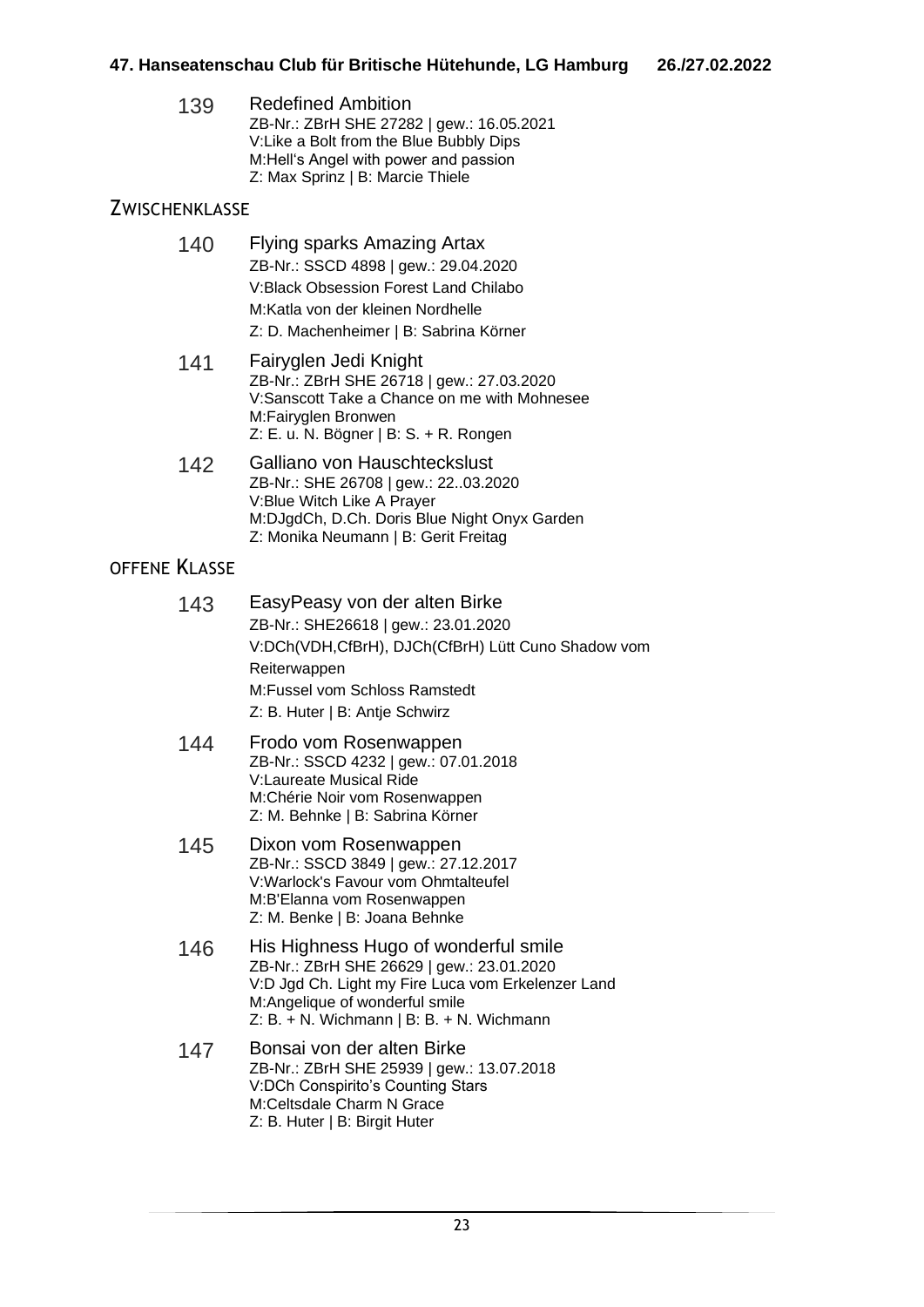**139** Redefined Ambition
ZB-Nr.: ZBrH SHE 27282 | gew.: 16.05.2021
V:Like a Bolt from the Blue Bubbly Dips
M:Hell's Angel with power and passion
Z: Max Sprinz | B: Marcie Thiele

## Zwischenklasse

**140** Flying sparks Amazing Artax
ZB-Nr.: SSCD 4898 | gew.: 29.04.2020
V:Black Obsession Forest Land Chilabo
M:Katla von der kleinen Nordhelle
Z: D. Machenheimer | B: Sabrina Körner

**141** Fairyglen Jedi Knight
ZB-Nr.: ZBrH SHE 26718 | gew.: 27.03.2020
V:Sanscott Take a Chance on me with Mohnesee
M:Fairyglen Bronwen
Z: E. u. N. Bögner | B: S. + R. Rongen

**142** Galliano von Hauschteckslust
ZB-Nr.: SHE 26708 | gew.: 22..03.2020
V:Blue Witch Like A Prayer
M:DJgdCh, D.Ch. Doris Blue Night Onyx Garden
Z: Monika Neumann | B: Gerit Freitag

## Offene Klasse

**143** EasyPeasy von der alten Birke
ZB-Nr.: SHE26618 | gew.: 23.01.2020
V:DCh(VDH,CfBrH), DJCh(CfBrH) Lütt Cuno Shadow vom Reiterwappen
M:Fussel vom Schloss Ramstedt
Z: B. Huter | B: Antje Schwirz

**144** Frodo vom Rosenwappen
ZB-Nr.: SSCD 4232 | gew.: 07.01.2018
V:Laureate Musical Ride
M:Chérie Noir vom Rosenwappen
Z: M. Behnke | B: Sabrina Körner

**145** Dixon vom Rosenwappen
ZB-Nr.: SSCD 3849 | gew.: 27.12.2017
V:Warlock's Favour vom Ohmtalteufel
M:B'Elanna vom Rosenwappen
Z: M. Benke | B: Joana Behnke

**146** His Highness Hugo of wonderful smile
ZB-Nr.: ZBrH SHE 26629 | gew.: 23.01.2020
V:D Jgd Ch. Light my Fire Luca vom Erkelenzer Land
M:Angelique of wonderful smile
Z: B. + N. Wichmann | B: B. + N. Wichmann

**147** Bonsai von der alten Birke
ZB-Nr.: ZBrH SHE 25939 | gew.: 13.07.2018
V:DCh Conspirito's Counting Stars
M:Celtsdale Charm N Grace
Z: B. Huter | B: Birgit Huter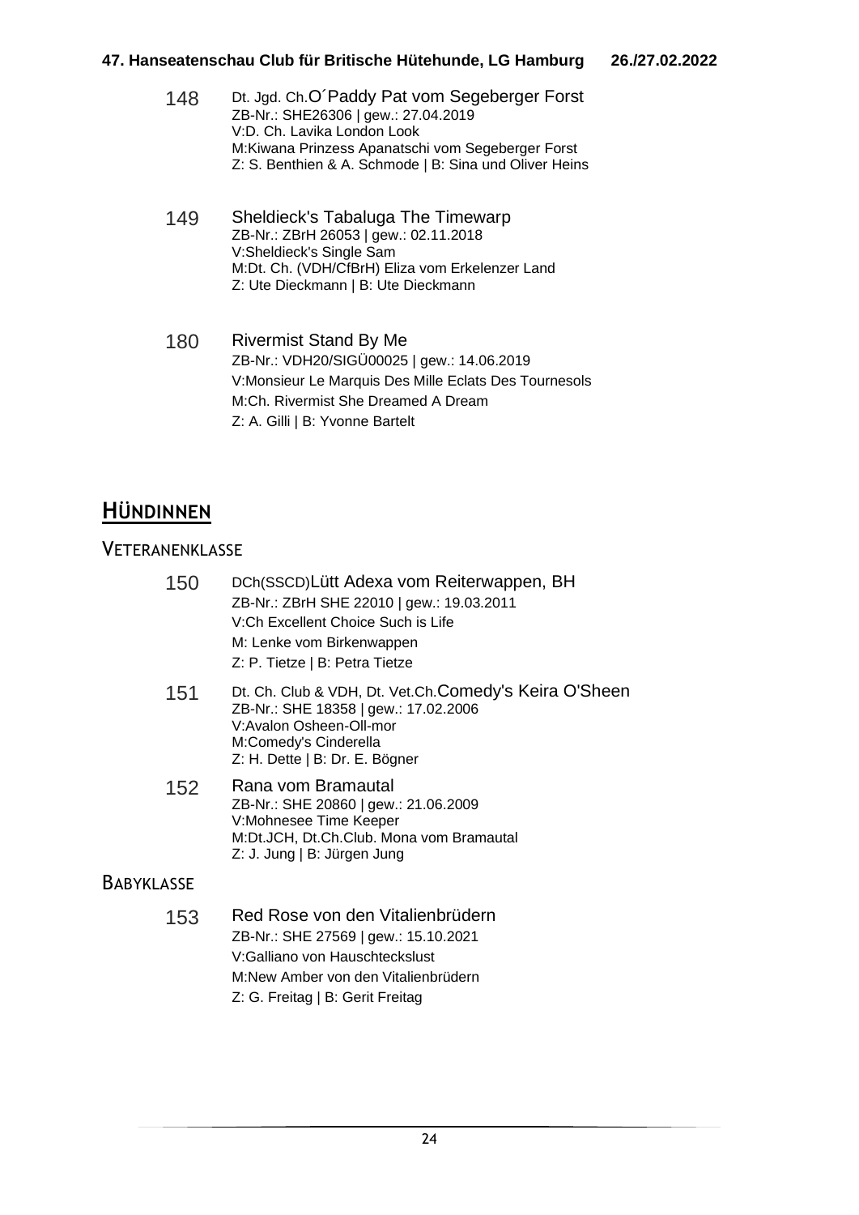148 Dt. Jgd. Ch.O´Paddy Pat vom Segeberger Forst
ZB-Nr.: SHE26306 | gew.: 27.04.2019
V:D. Ch. Lavika London Look
M:Kiwana Prinzess Apanatschi vom Segeberger Forst
Z: S. Benthien & A. Schmode | B: Sina und Oliver Heins

149 Sheldieck's Tabaluga The Timewarp
ZB-Nr.: ZBrH 26053 | gew.: 02.11.2018
V:Sheldieck's Single Sam
M:Dt. Ch. (VDH/CfBrH) Eliza vom Erkelenzer Land
Z: Ute Dieckmann | B: Ute Dieckmann

180 Rivermist Stand By Me
ZB-Nr.: VDH20/SIGÜ00025 | gew.: 14.06.2019
V:Monsieur Le Marquis Des Mille Eclats Des Tournesols
M:Ch. Rivermist She Dreamed A Dream
Z: A. Gilli | B: Yvonne Bartelt

## Hündinnen

### Veteranenklasse

150 DCh(SSCD)Lütt Adexa vom Reiterwappen, BH
ZB-Nr.: ZBrH SHE 22010 | gew.: 19.03.2011
V:Ch Excellent Choice Such is Life
M: Lenke vom Birkenwappen
Z: P. Tietze | B: Petra Tietze

151 Dt. Ch. Club & VDH, Dt. Vet.Ch.Comedy's Keira O'Sheen
ZB-Nr.: SHE 18358 | gew.: 17.02.2006
V:Avalon Osheen-Oll-mor
M:Comedy's Cinderella
Z: H. Dette | B: Dr. E. Bögner

152 Rana vom Bramautal
ZB-Nr.: SHE 20860 | gew.: 21.06.2009
V:Mohnesee Time Keeper
M:Dt.JCH, Dt.Ch.Club. Mona vom Bramautal
Z: J. Jung | B: Jürgen Jung

### Babyklasse

153 Red Rose von den Vitalienbrüdern
ZB-Nr.: SHE 27569 | gew.: 15.10.2021
V:Galliano von Hauschteckslust
M:New Amber von den Vitalienbrüdern
Z: G. Freitag | B: Gerit Freitag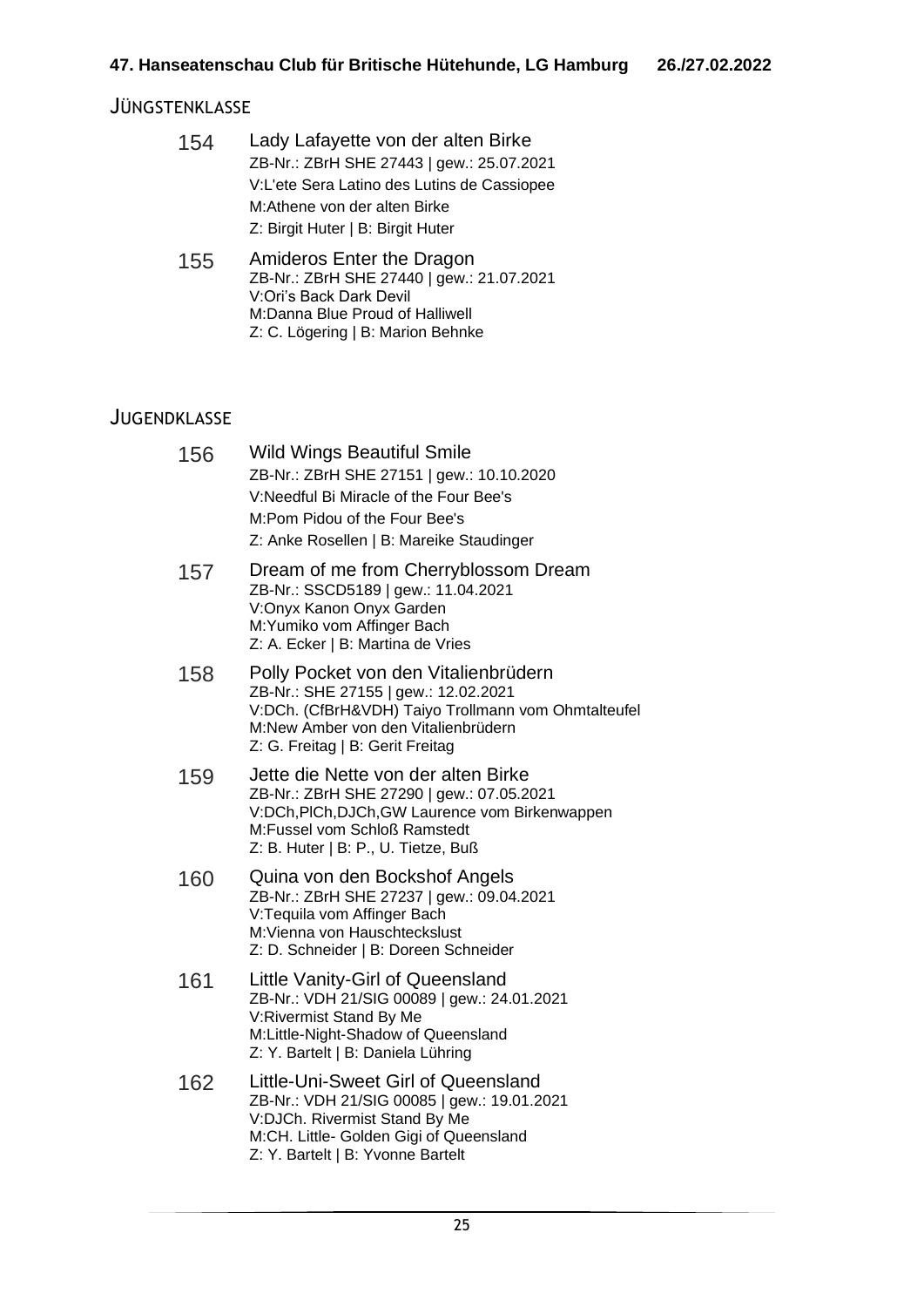## Jüngstenklasse

**154** Lady Lafayette von der alten Birke
ZB-Nr.: ZBrH SHE 27443 | gew.: 25.07.2021
V:L'ete Sera Latino des Lutins de Cassiopee
M:Athene von der alten Birke
Z: Birgit Huter | B: Birgit Huter

**155** Amideros Enter the Dragon
ZB-Nr.: ZBrH SHE 27440 | gew.: 21.07.2021
V:Ori's Back Dark Devil
M:Danna Blue Proud of Halliwell
Z: C. Lögering | B: Marion Behnke

## Jugendklasse

**156** Wild Wings Beautiful Smile
ZB-Nr.: ZBrH SHE 27151 | gew.: 10.10.2020
V:Needful Bi Miracle of the Four Bee's
M:Pom Pidou of the Four Bee's
Z: Anke Rosellen | B: Mareike Staudinger

**157** Dream of me from Cherryblossom Dream
ZB-Nr.: SSCD5189 | gew.: 11.04.2021
V:Onyx Kanon Onyx Garden
M:Yumiko vom Affinger Bach
Z: A. Ecker | B: Martina de Vries

**158** Polly Pocket von den Vitalienbrüdern
ZB-Nr.: SHE 27155 | gew.: 12.02.2021
V:DCh. (CfBrH&VDH) Taiyo Trollmann vom Ohmtalteufel
M:New Amber von den Vitalienbrüdern
Z: G. Freitag | B: Gerit Freitag

**159** Jette die Nette von der alten Birke
ZB-Nr.: ZBrH SHE 27290 | gew.: 07.05.2021
V:DCh,PlCh,DJCh,GW Laurence vom Birkenwappen
M:Fussel vom Schloß Ramstedt
Z: B. Huter | B: P., U. Tietze, Buß

**160** Quina von den Bockshof Angels
ZB-Nr.: ZBrH SHE 27237 | gew.: 09.04.2021
V:Tequila vom Affinger Bach
M:Vienna von Hauschteckslust
Z: D. Schneider | B: Doreen Schneider

**161** Little Vanity-Girl of Queensland
ZB-Nr.: VDH 21/SIG 00089 | gew.: 24.01.2021
V:Rivermist Stand By Me
M:Little-Night-Shadow of Queensland
Z: Y. Bartelt | B: Daniela Lühring

**162** Little-Uni-Sweet Girl of Queensland
ZB-Nr.: VDH 21/SIG 00085 | gew.: 19.01.2021
V:DJCh. Rivermist Stand By Me
M:CH. Little- Golden Gigi of Queensland
Z: Y. Bartelt | B: Yvonne Bartelt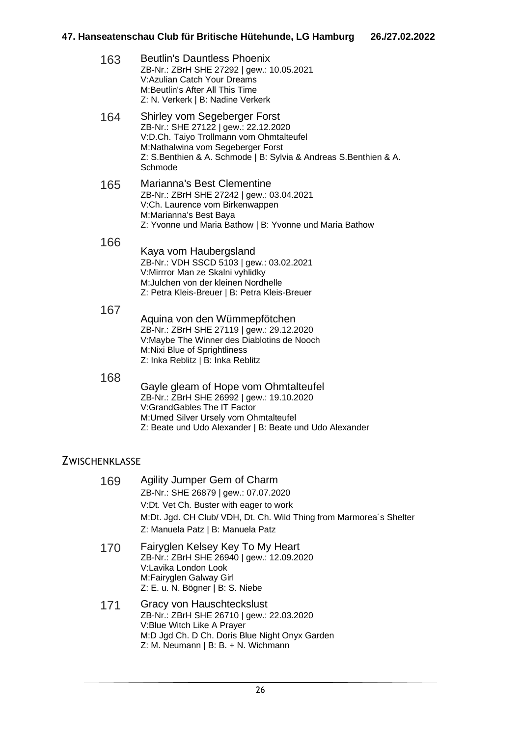163 **Beutlin's Dauntless Phoenix**
ZB-Nr.: ZBrH SHE 27292 | gew.: 10.05.2021
V:Azulian Catch Your Dreams
M:Beutlin's After All This Time
Z: N. Verkerk | B: Nadine Verkerk

164 **Shirley vom Segeberger Forst**
ZB-Nr.: SHE 27122 | gew.: 22.12.2020
V:D.Ch. Taiyo Trollmann vom Ohmtalteufel
M:Nathalwina vom Segeberger Forst
Z: S.Benthien & A. Schmode | B: Sylvia & Andreas S.Benthien & A. Schmode

165 **Marianna's Best Clementine**
ZB-Nr.: ZBrH SHE 27242 | gew.: 03.04.2021
V:Ch. Laurence vom Birkenwappen
M:Marianna's Best Baya
Z: Yvonne und Maria Bathow | B: Yvonne und Maria Bathow

166 **Kaya vom Haubergsland**
ZB-Nr.: VDH SSCD 5103 | gew.: 03.02.2021
V:Mirrror Man ze Skalni vyhlidky
M:Julchen von der kleinen Nordhelle
Z: Petra Kleis-Breuer | B: Petra Kleis-Breuer

167 **Aquina von den Wümmepfötchen**
ZB-Nr.: ZBrH SHE 27119 | gew.: 29.12.2020
V:Maybe The Winner des Diablotins de Nooch
M:Nixi Blue of Sprightliness
Z: Inka Reblitz | B: Inka Reblitz

168 **Gayle gleam of Hope vom Ohmtalteufel**
ZB-Nr.: ZBrH SHE 26992 | gew.: 19.10.2020
V:GrandGables The IT Factor
M:Umed Silver Ursely vom Ohmtalteufel
Z: Beate und Udo Alexander | B: Beate und Udo Alexander

## Zwischenklasse

169 **Agility Jumper Gem of Charm**
ZB-Nr.: SHE 26879 | gew.: 07.07.2020
V:Dt. Vet Ch. Buster with eager to work
M:Dt. Jgd. CH Club/ VDH, Dt. Ch. Wild Thing from Marmorea´s Shelter
Z: Manuela Patz | B: Manuela Patz

170 **Fairyglen Kelsey Key To My Heart**
ZB-Nr.: ZBrH SHE 26940 | gew.: 12.09.2020
V:Lavika London Look
M:Fairyglen Galway Girl
Z: E. u. N. Bögner | B: S. Niebe

171 **Gracy von Hauschteckslust**
ZB-Nr.: ZBrH SHE 26710 | gew.: 22.03.2020
V:Blue Witch Like A Prayer
M:D Jgd Ch. D Ch. Doris Blue Night Onyx Garden
Z: M. Neumann | B: B. + N. Wichmann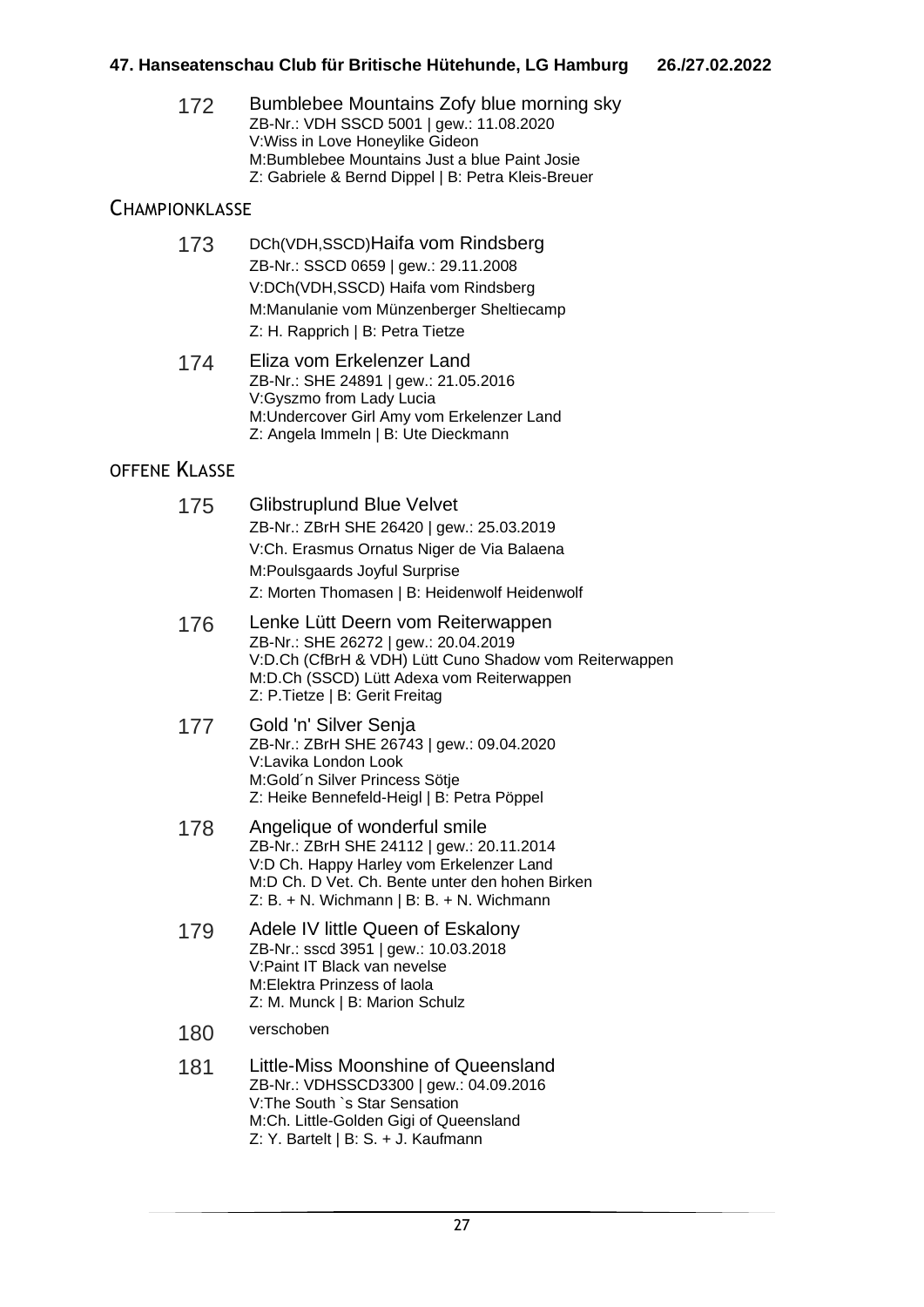172 **Bumblebee Mountains Zofy blue morning sky**
ZB-Nr.: VDH SSCD 5001 | gew.: 11.08.2020
V:Wiss in Love Honeylike Gideon
M:Bumblebee Mountains Just a blue Paint Josie
Z: Gabriele & Bernd Dippel | B: Petra Kleis-Breuer

## Championklasse

173 DCh(VDH,SSCD)**Haifa vom Rindsberg**
ZB-Nr.: SSCD 0659 | gew.: 29.11.2008
V:DCh(VDH,SSCD) Haifa vom Rindsberg
M:Manulanie vom Münzenberger Sheltiecamp
Z: H. Rapprich | B: Petra Tietze

174 **Eliza vom Erkelenzer Land**
ZB-Nr.: SHE 24891 | gew.: 21.05.2016
V:Gyszmo from Lady Lucia
M:Undercover Girl Amy vom Erkelenzer Land
Z: Angela Immeln | B: Ute Dieckmann

## offene Klasse

175 **Glibstruplund Blue Velvet**
ZB-Nr.: ZBrH SHE 26420 | gew.: 25.03.2019
V:Ch. Erasmus Ornatus Niger de Via Balaena
M:Poulsgaards Joyful Surprise
Z: Morten Thomasen | B: Heidenwolf Heidenwolf

176 **Lenke Lütt Deern vom Reiterwappen**
ZB-Nr.: SHE 26272 | gew.: 20.04.2019
V:D.Ch (CfBrH & VDH) Lütt Cuno Shadow vom Reiterwappen
M:D.Ch (SSCD) Lütt Adexa vom Reiterwappen
Z: P.Tietze | B: Gerit Freitag

177 **Gold 'n' Silver Senja**
ZB-Nr.: ZBrH SHE 26743 | gew.: 09.04.2020
V:Lavika London Look
M:Gold´n Silver Princess Sötje
Z: Heike Bennefeld-Heigl | B: Petra Pöppel

178 **Angelique of wonderful smile**
ZB-Nr.: ZBrH SHE 24112 | gew.: 20.11.2014
V:D Ch. Happy Harley vom Erkelenzer Land
M:D Ch. D Vet. Ch. Bente unter den hohen Birken
Z: B. + N. Wichmann | B: B. + N. Wichmann

179 **Adele IV little Queen of Eskalony**
ZB-Nr.: sscd 3951 | gew.: 10.03.2018
V:Paint IT Black van nevelse
M:Elektra Prinzess of laola
Z: M. Munck | B: Marion Schulz

180 verschoben

181 **Little-Miss Moonshine of Queensland**
ZB-Nr.: VDHSSCD3300 | gew.: 04.09.2016
V:The South `s Star Sensation
M:Ch. Little-Golden Gigi of Queensland
Z: Y. Bartelt | B: S. + J. Kaufmann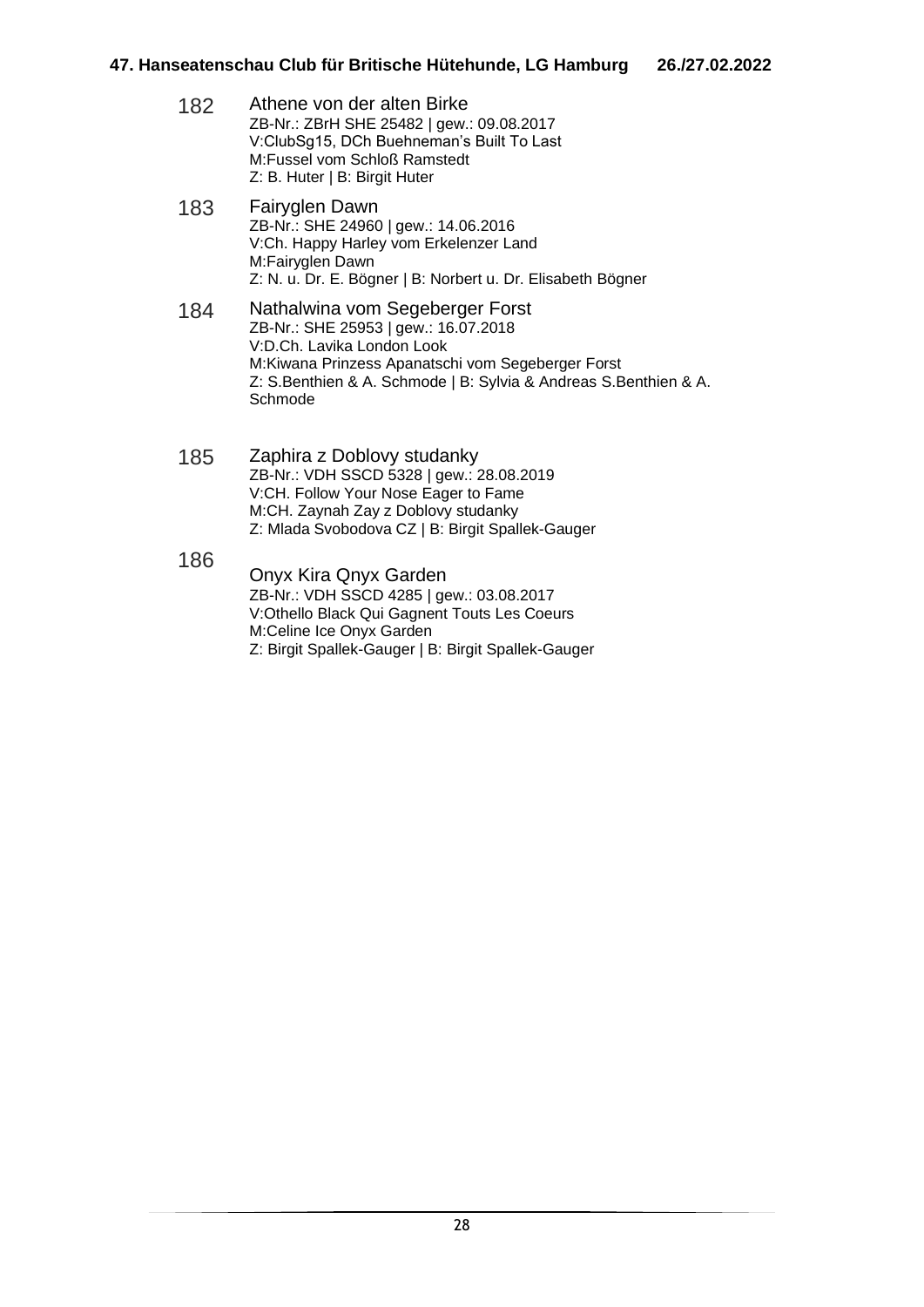182 **Athene von der alten Birke**
ZB-Nr.: ZBrH SHE 25482 | gew.: 09.08.2017
V:ClubSg15, DCh Buehneman's Built To Last
M:Fussel vom Schloß Ramstedt
Z: B. Huter | B: Birgit Huter

183 **Fairyglen Dawn**
ZB-Nr.: SHE 24960 | gew.: 14.06.2016
V:Ch. Happy Harley vom Erkelenzer Land
M:Fairyglen Dawn
Z: N. u. Dr. E. Bögner | B: Norbert u. Dr. Elisabeth Bögner

184 **Nathalwina vom Segeberger Forst**
ZB-Nr.: SHE 25953 | gew.: 16.07.2018
V:D.Ch. Lavika London Look
M:Kiwana Prinzess Apanatschi vom Segeberger Forst
Z: S.Benthien & A. Schmode | B: Sylvia & Andreas S.Benthien & A. Schmode

185 **Zaphira z Doblovy studanky**
ZB-Nr.: VDH SSCD 5328 | gew.: 28.08.2019
V:CH. Follow Your Nose Eager to Fame
M:CH. Zaynah Zay z Doblovy studanky
Z: Mlada Svobodova CZ | B: Birgit Spallek-Gauger

186 **Onyx Kira Qnyx Garden**
ZB-Nr.: VDH SSCD 4285 | gew.: 03.08.2017
V:Othello Black Qui Gagnent Touts Les Coeurs
M:Celine Ice Onyx Garden
Z: Birgit Spallek-Gauger | B: Birgit Spallek-Gauger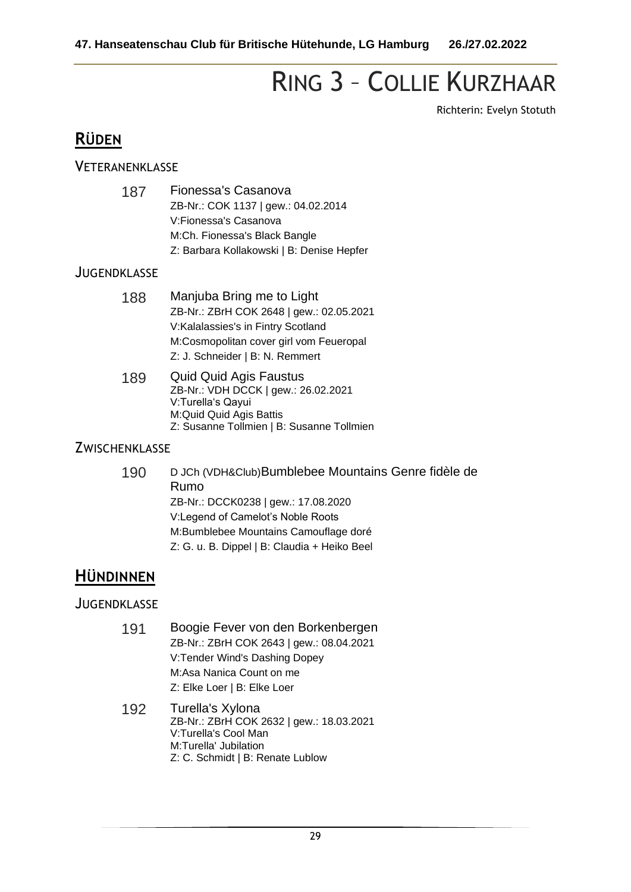# RING 3 – COLLIE KURZHAAR

Richterin: Evelyn Stotuth

## RÜDEN

### VETERANENKLASSE

**187** Fionessa's Casanova
ZB-Nr.: COK 1137 | gew.: 04.02.2014
V:Fionessa's Casanova
M:Ch. Fionessa's Black Bangle
Z: Barbara Kollakowski | B: Denise Hepfer

### JUGENDKLASSE

**188** Manjuba Bring me to Light
ZB-Nr.: ZBrH COK 2648 | gew.: 02.05.2021
V:Kalalassies's in Fintry Scotland
M:Cosmopolitan cover girl vom Feueropal
Z: J. Schneider | B: N. Remmert

**189** Quid Quid Agis Faustus
ZB-Nr.: VDH DCCK | gew.: 26.02.2021
V:Turella's Qayui
M:Quid Quid Agis Battis
Z: Susanne Tollmien | B: Susanne Tollmien

### ZWISCHENKLASSE

**190** D JCh (VDH&Club)Bumblebee Mountains Genre fidèle de Rumo
ZB-Nr.: DCCK0238 | gew.: 17.08.2020
V:Legend of Camelot's Noble Roots
M:Bumblebee Mountains Camouflage doré
Z: G. u. B. Dippel | B: Claudia + Heiko Beel

## HÜNDINNEN

### JUGENDKLASSE

**191** Boogie Fever von den Borkenbergen
ZB-Nr.: ZBrH COK 2643 | gew.: 08.04.2021
V:Tender Wind's Dashing Dopey
M:Asa Nanica Count on me
Z: Elke Loer | B: Elke Loer

**192** Turella's Xylona
ZB-Nr.: ZBrH COK 2632 | gew.: 18.03.2021
V:Turella's Cool Man
M:Turella' Jubilation
Z: C. Schmidt | B: Renate Lublow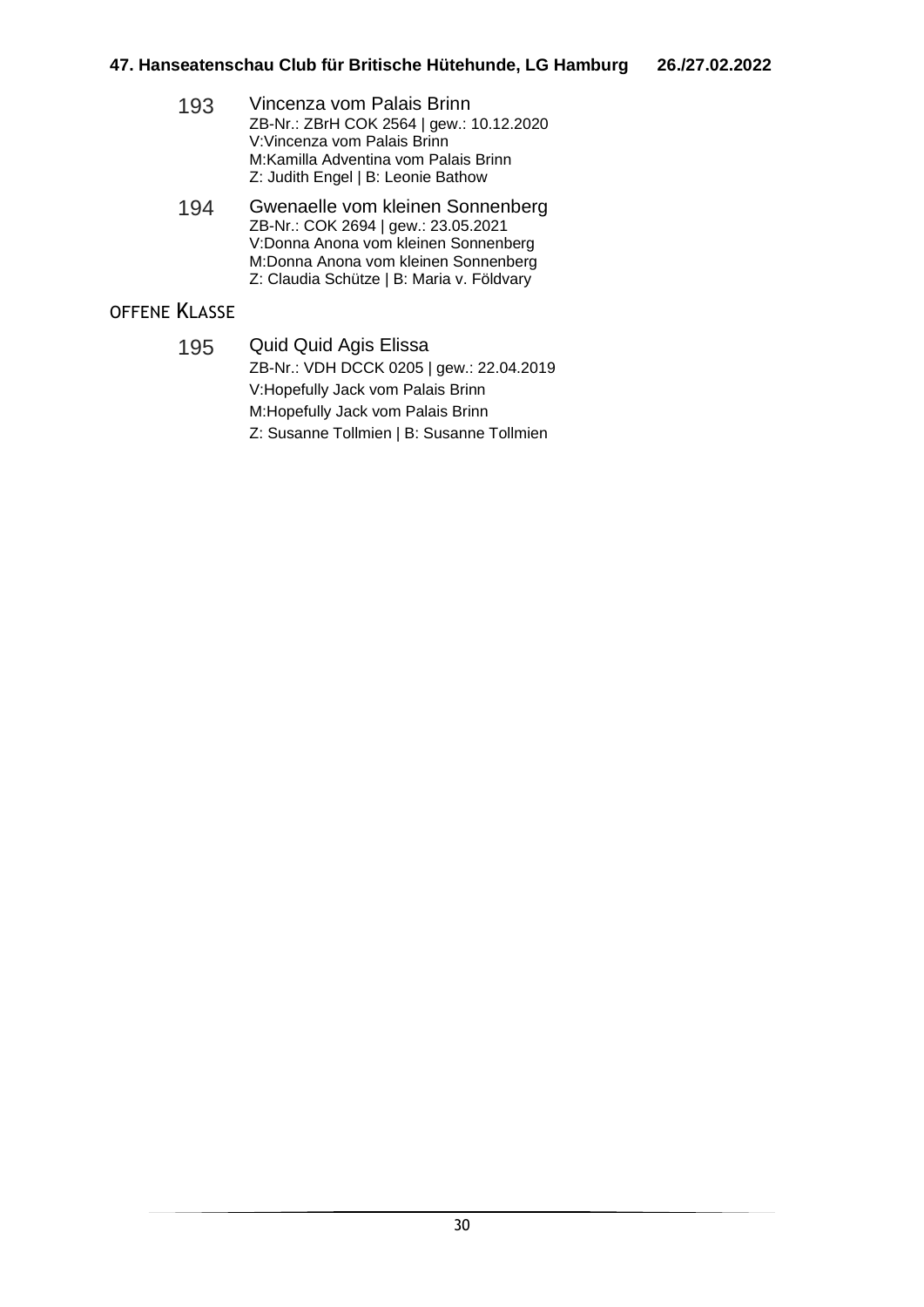193 **Vincenza vom Palais Brinn**
ZB-Nr.: ZBrH COK 2564 | gew.: 10.12.2020
V:Vincenza vom Palais Brinn
M:Kamilla Adventina vom Palais Brinn
Z: Judith Engel | B: Leonie Bathow

194 **Gwenaelle vom kleinen Sonnenberg**
ZB-Nr.: COK 2694 | gew.: 23.05.2021
V:Donna Anona vom kleinen Sonnenberg
M:Donna Anona vom kleinen Sonnenberg
Z: Claudia Schütze | B: Maria v. Földvary

## OFFENE KLASSE

195 **Quid Quid Agis Elissa**
ZB-Nr.: VDH DCCK 0205 | gew.: 22.04.2019
V:Hopefully Jack vom Palais Brinn
M:Hopefully Jack vom Palais Brinn
Z: Susanne Tollmien | B: Susanne Tollmien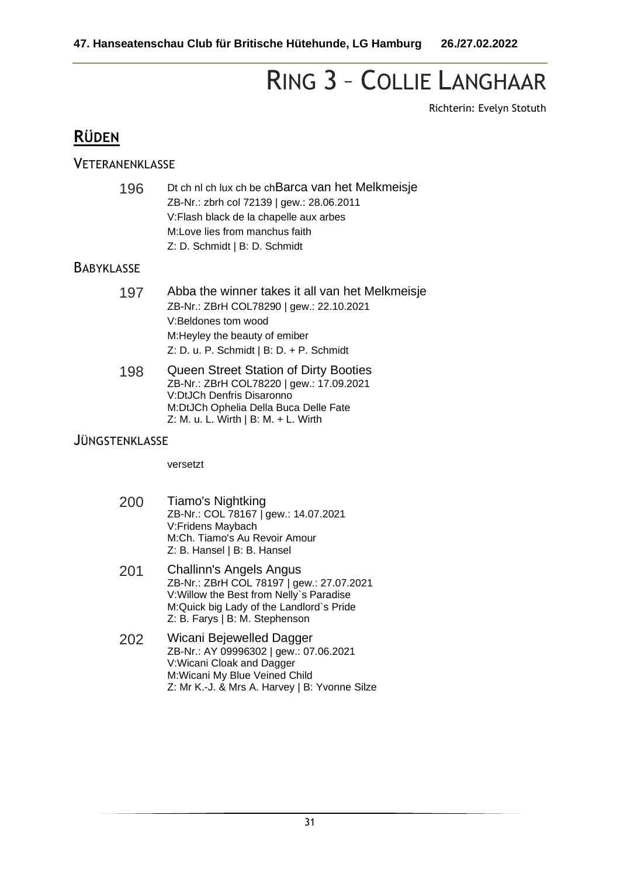# Ring 3 – Collie Langhaar

Richterin: Evelyn Stotuth

## Rüden

### Veteranenklasse

**196** Dt ch nl ch lux ch be ch Barca van het Melkmeisje
ZB-Nr.: zbrh col 72139 | gew.: 28.06.2011
V:Flash black de la chapelle aux arbes
M:Love lies from manchus faith
Z: D. Schmidt | B: D. Schmidt

### Babyklasse

**197** Abba the winner takes it all van het Melkmeisje
ZB-Nr.: ZBrH COL78290 | gew.: 22.10.2021
V:Beldones tom wood
M:Heyley the beauty of emiber
Z: D. u. P. Schmidt | B: D. + P. Schmidt

**198** Queen Street Station of Dirty Booties
ZB-Nr.: ZBrH COL78220 | gew.: 17.09.2021
V:DtJCh Denfris Disaronno
M:DtJCh Ophelia Della Buca Delle Fate
Z: M. u. L. Wirth | B: M. + L. Wirth

### Jüngstenklasse

versetzt

**200** Tiamo's Nightking
ZB-Nr.: COL 78167 | gew.: 14.07.2021
V:Fridens Maybach
M:Ch. Tiamo's Au Revoir Amour
Z: B. Hansel | B: B. Hansel

**201** Challinn's Angels Angus
ZB-Nr.: ZBrH COL 78197 | gew.: 27.07.2021
V:Willow the Best from Nelly`s Paradise
M:Quick big Lady of the Landlord`s Pride
Z: B. Farys | B: M. Stephenson

**202** Wicani Bejewelled Dagger
ZB-Nr.: AY 09996302 | gew.: 07.06.2021
V:Wicani Cloak and Dagger
M:Wicani My Blue Veined Child
Z: Mr K.-J. & Mrs A. Harvey | B: Yvonne Silze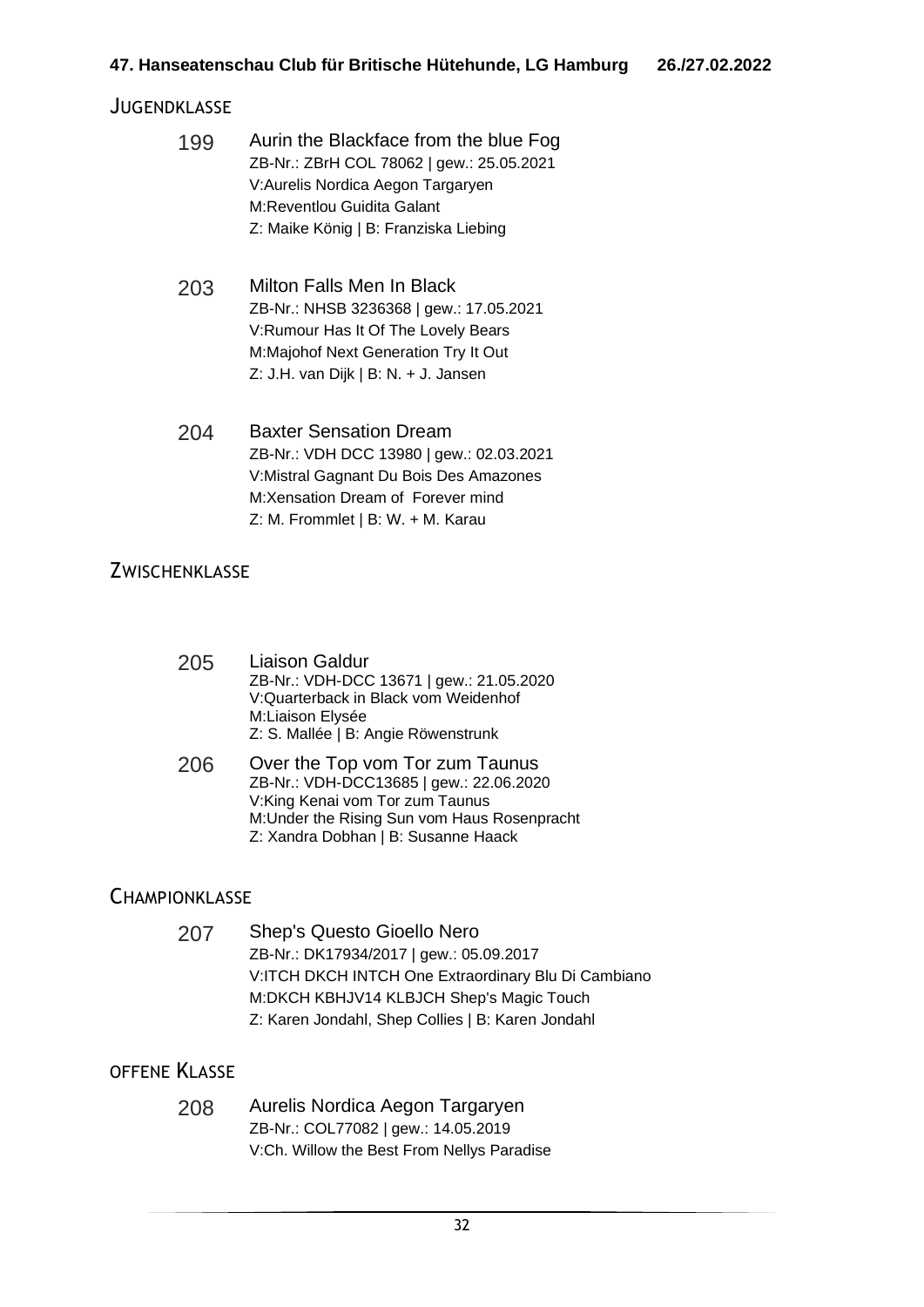## Jugendklasse

**199** Aurin the Blackface from the blue Fog
ZB-Nr.: ZBrH COL 78062 | gew.: 25.05.2021
V:Aurelis Nordica Aegon Targaryen
M:Reventlou Guidita Galant
Z: Maike König | B: Franziska Liebing

**203** Milton Falls Men In Black
ZB-Nr.: NHSB 3236368 | gew.: 17.05.2021
V:Rumour Has It Of The Lovely Bears
M:Majohof Next Generation Try It Out
Z: J.H. van Dijk | B: N. + J. Jansen

**204** Baxter Sensation Dream
ZB-Nr.: VDH DCC 13980 | gew.: 02.03.2021
V:Mistral Gagnant Du Bois Des Amazones
M:Xensation Dream of Forever mind
Z: M. Frommlet | B: W. + M. Karau

## Zwischenklasse

**205** Liaison Galdur
ZB-Nr.: VDH-DCC 13671 | gew.: 21.05.2020
V:Quarterback in Black vom Weidenhof
M:Liaison Elysée
Z: S. Mallée | B: Angie Röwenstrunk

**206** Over the Top vom Tor zum Taunus
ZB-Nr.: VDH-DCC13685 | gew.: 22.06.2020
V:King Kenai vom Tor zum Taunus
M:Under the Rising Sun vom Haus Rosenpracht
Z: Xandra Dobhan | B: Susanne Haack

## Championklasse

**207** Shep's Questo Gioello Nero
ZB-Nr.: DK17934/2017 | gew.: 05.09.2017
V:ITCH DKCH INTCH One Extraordinary Blu Di Cambiano
M:DKCH KBHJV14 KLBJCH Shep's Magic Touch
Z: Karen Jondahl, Shep Collies | B: Karen Jondahl

## offene Klasse

**208** Aurelis Nordica Aegon Targaryen
ZB-Nr.: COL77082 | gew.: 14.05.2019
V:Ch. Willow the Best From Nellys Paradise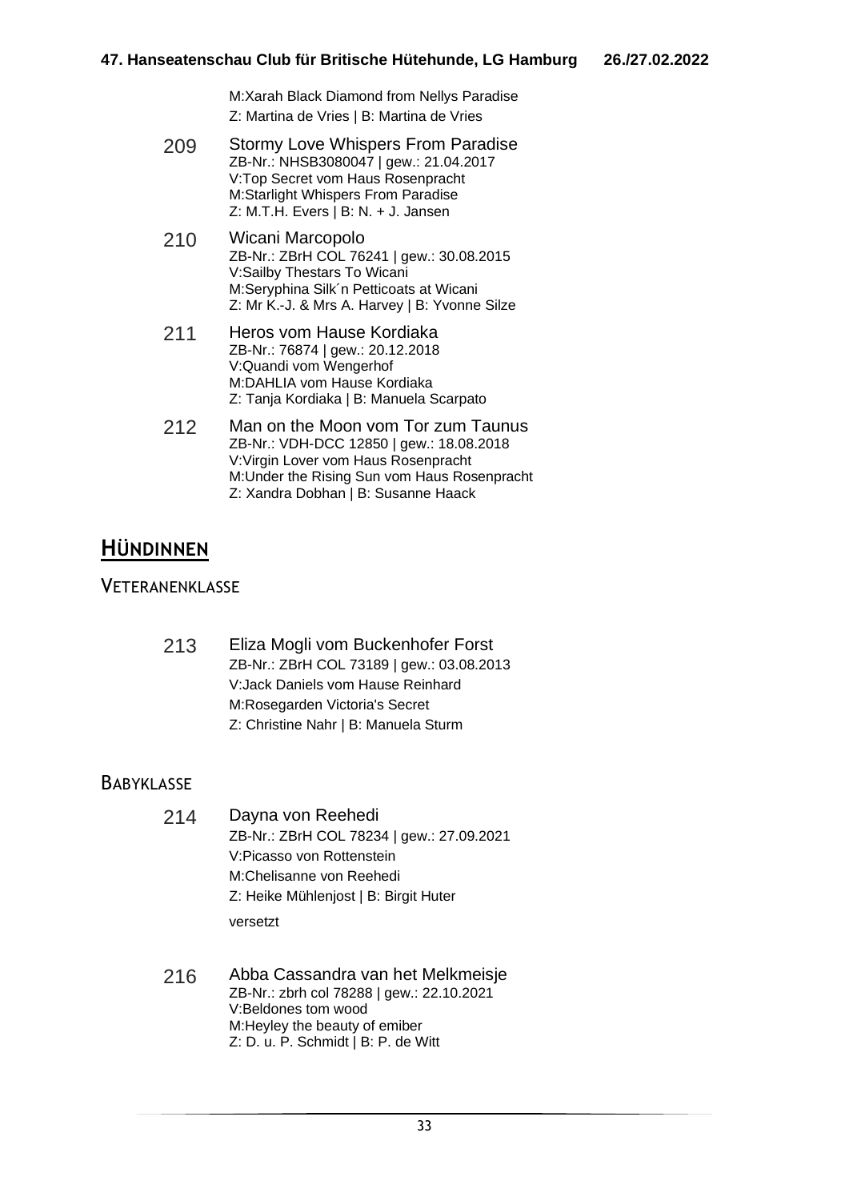M:Xarah Black Diamond from Nellys Paradise
Z: Martina de Vries | B: Martina de Vries

209 Stormy Love Whispers From Paradise
ZB-Nr.: NHSB3080047 | gew.: 21.04.2017
V:Top Secret vom Haus Rosenpracht
M:Starlight Whispers From Paradise
Z: M.T.H. Evers | B: N. + J. Jansen

210 Wicani Marcopolo
ZB-Nr.: ZBrH COL 76241 | gew.: 30.08.2015
V:Sailby Thestars To Wicani
M:Seryphina Silk´n Petticoats at Wicani
Z: Mr K.-J. & Mrs A. Harvey | B: Yvonne Silze

211 Heros vom Hause Kordiaka
ZB-Nr.: 76874 | gew.: 20.12.2018
V:Quandi vom Wengerhof
M:DAHLIA vom Hause Kordiaka
Z: Tanja Kordiaka | B: Manuela Scarpato

212 Man on the Moon vom Tor zum Taunus
ZB-Nr.: VDH-DCC 12850 | gew.: 18.08.2018
V:Virgin Lover vom Haus Rosenpracht
M:Under the Rising Sun vom Haus Rosenpracht
Z: Xandra Dobhan | B: Susanne Haack

# Hündinnen

## Veteranenklasse

213 Eliza Mogli vom Buckenhofer Forst
ZB-Nr.: ZBrH COL 73189 | gew.: 03.08.2013
V:Jack Daniels vom Hause Reinhard
M:Rosegarden Victoria's Secret
Z: Christine Nahr | B: Manuela Sturm

## Babyklasse

214 Dayna von Reehedi
ZB-Nr.: ZBrH COL 78234 | gew.: 27.09.2021
V:Picasso von Rottenstein
M:Chelisanne von Reehedi
Z: Heike Mühlenjost | B: Birgit Huter

versetzt

216 Abba Cassandra van het Melkmeisje
ZB-Nr.: zbrh col 78288 | gew.: 22.10.2021
V:Beldones tom wood
M:Heyley the beauty of emiber
Z: D. u. P. Schmidt | B: P. de Witt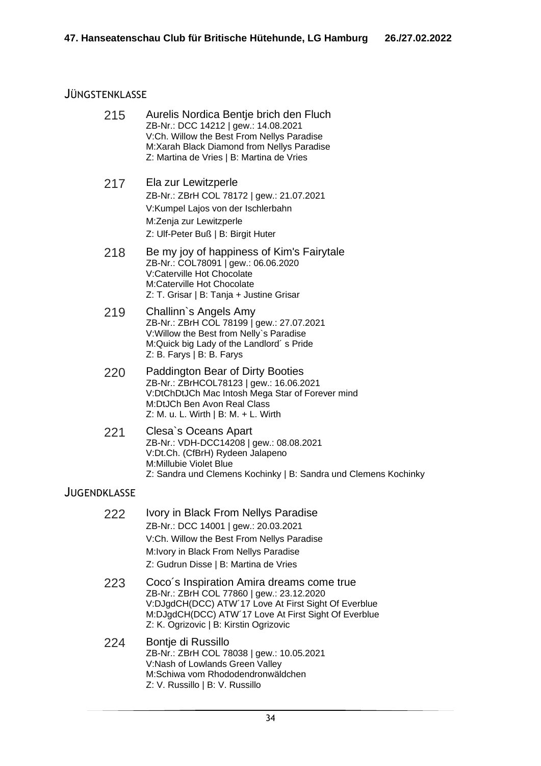## JÜNGSTENKLASSE

**215** Aurelis Nordica Bentje brich den Fluch
ZB-Nr.: DCC 14212 | gew.: 14.08.2021
V:Ch. Willow the Best From Nellys Paradise
M:Xarah Black Diamond from Nellys Paradise
Z: Martina de Vries | B: Martina de Vries

**217** Ela zur Lewitzperle
ZB-Nr.: ZBrH COL 78172 | gew.: 21.07.2021
V:Kumpel Lajos von der Ischlerbahn
M:Zenja zur Lewitzperle
Z: Ulf-Peter Buß | B: Birgit Huter

**218** Be my joy of happiness of Kim's Fairytale
ZB-Nr.: COL78091 | gew.: 06.06.2020
V:Caterville Hot Chocolate
M:Caterville Hot Chocolate
Z: T. Grisar | B: Tanja + Justine Grisar

**219** Challinn`s Angels Amy
ZB-Nr.: ZBrH COL 78199 | gew.: 27.07.2021
V:Willow the Best from Nelly`s Paradise
M:Quick big Lady of the Landlord´ s Pride
Z: B. Farys | B: B. Farys

**220** Paddington Bear of Dirty Booties
ZB-Nr.: ZBrHCOL78123 | gew.: 16.06.2021
V:DtChDtJCh Mac Intosh Mega Star of Forever mind
M:DtJCh Ben Avon Real Class
Z: M. u. L. Wirth | B: M. + L. Wirth

**221** Clesa`s Oceans Apart
ZB-Nr.: VDH-DCC14208 | gew.: 08.08.2021
V:Dt.Ch. (CfBrH) Rydeen Jalapeno
M:Millubie Violet Blue
Z: Sandra und Clemens Kochinky | B: Sandra und Clemens Kochinky

## JUGENDKLASSE

**222** Ivory in Black From Nellys Paradise
ZB-Nr.: DCC 14001 | gew.: 20.03.2021
V:Ch. Willow the Best From Nellys Paradise
M:Ivory in Black From Nellys Paradise
Z: Gudrun Disse | B: Martina de Vries

**223** Coco´s Inspiration Amira dreams come true
ZB-Nr.: ZBrH COL 77860 | gew.: 23.12.2020
V:DJgdCH(DCC) ATW´17 Love At First Sight Of Everblue
M:DJgdCH(DCC) ATW´17 Love At First Sight Of Everblue
Z: K. Ogrizovic | B: Kirstin Ogrizovic

**224** Bontje di Russillo
ZB-Nr.: ZBrH COL 78038 | gew.: 10.05.2021
V:Nash of Lowlands Green Valley
M:Schiwa vom Rhododendronwäldchen
Z: V. Russillo | B: V. Russillo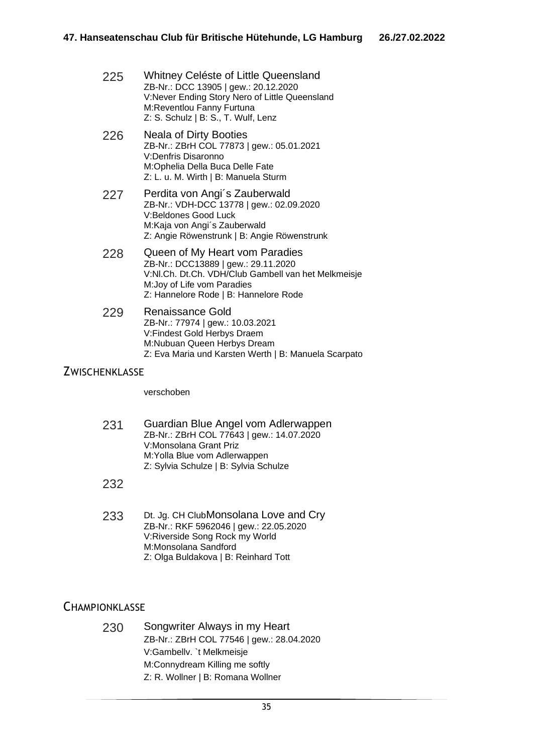**225** Whitney Celéste of Little Queensland
ZB-Nr.: DCC 13905 | gew.: 20.12.2020
V:Never Ending Story Nero of Little Queensland
M:Reventlou Fanny Furtuna
Z: S. Schulz | B: S., T. Wulf, Lenz

**226** Neala of Dirty Booties
ZB-Nr.: ZBrH COL 77873 | gew.: 05.01.2021
V:Denfris Disaronno
M:Ophelia Della Buca Delle Fate
Z: L. u. M. Wirth | B: Manuela Sturm

**227** Perdita von Angi´s Zauberwald
ZB-Nr.: VDH-DCC 13778 | gew.: 02.09.2020
V:Beldones Good Luck
M:Kaja von Angi´s Zauberwald
Z: Angie Röwenstrunk | B: Angie Röwenstrunk

**228** Queen of My Heart vom Paradies
ZB-Nr.: DCC13889 | gew.: 29.11.2020
V:Nl.Ch. Dt.Ch. VDH/Club Gambell van het Melkmeisje
M:Joy of Life vom Paradies
Z: Hannelore Rode | B: Hannelore Rode

**229** Renaissance Gold
ZB-Nr.: 77974 | gew.: 10.03.2021
V:Findest Gold Herbys Draem
M:Nubuan Queen Herbys Dream
Z: Eva Maria und Karsten Werth | B: Manuela Scarpato

## Zwischenklasse

verschoben

**231** Guardian Blue Angel vom Adlerwappen
ZB-Nr.: ZBrH COL 77643 | gew.: 14.07.2020
V:Monsolana Grant Priz
M:Yolla Blue vom Adlerwappen
Z: Sylvia Schulze | B: Sylvia Schulze

**232**

**233** Dt. Jg. CH ClubMonsolana Love and Cry
ZB-Nr.: RKF 5962046 | gew.: 22.05.2020
V:Riverside Song Rock my World
M:Monsolana Sandford
Z: Olga Buldakova | B: Reinhard Tott

## Championklasse

**230** Songwriter Always in my Heart
ZB-Nr.: ZBrH COL 77546 | gew.: 28.04.2020
V:Gambellv. `t Melkmeisje
M:Connydream Killing me softly
Z: R. Wollner | B: Romana Wollner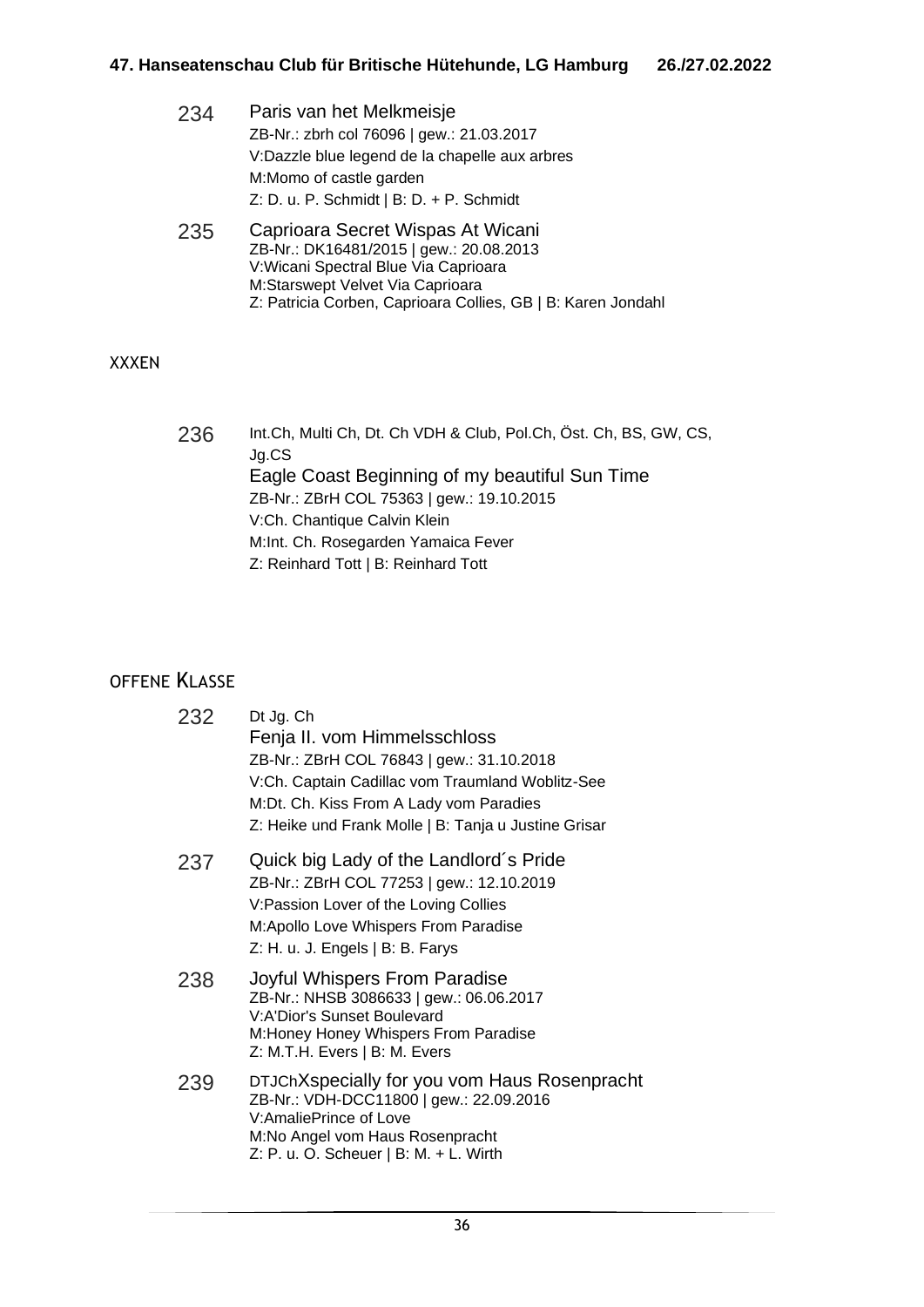234 Paris van het Melkmeisje
ZB-Nr.: zbrh col 76096 | gew.: 21.03.2017
V:Dazzle blue legend de la chapelle aux arbres
M:Momo of castle garden
Z: D. u. P. Schmidt | B: D. + P. Schmidt

235 Caprioara Secret Wispas At Wicani
ZB-Nr.: DK16481/2015 | gew.: 20.08.2013
V:Wicani Spectral Blue Via Caprioara
M:Starswept Velvet Via Caprioara
Z: Patricia Corben, Caprioara Collies, GB | B: Karen Jondahl

## XXXEN

236 Int.Ch, Multi Ch, Dt. Ch VDH & Club, Pol.Ch, Öst. Ch, BS, GW, CS, Jg.CS
Eagle Coast Beginning of my beautiful Sun Time
ZB-Nr.: ZBrH COL 75363 | gew.: 19.10.2015
V:Ch. Chantique Calvin Klein
M:Int. Ch. Rosegarden Yamaica Fever
Z: Reinhard Tott | B: Reinhard Tott

## OFFENE KLASSE

232 Dt Jg. Ch
Fenja II. vom Himmelsschloss
ZB-Nr.: ZBrH COL 76843 | gew.: 31.10.2018
V:Ch. Captain Cadillac vom Traumland Woblitz-See
M:Dt. Ch. Kiss From A Lady vom Paradies
Z: Heike und Frank Molle | B: Tanja u Justine Grisar

237 Quick big Lady of the Landlord´s Pride
ZB-Nr.: ZBrH COL 77253 | gew.: 12.10.2019
V:Passion Lover of the Loving Collies
M:Apollo Love Whispers From Paradise
Z: H. u. J. Engels | B: B. Farys

238 Joyful Whispers From Paradise
ZB-Nr.: NHSB 3086633 | gew.: 06.06.2017
V:A'Dior's Sunset Boulevard
M:Honey Honey Whispers From Paradise
Z: M.T.H. Evers | B: M. Evers

239 DTJChXspecially for you vom Haus Rosenpracht
ZB-Nr.: VDH-DCC11800 | gew.: 22.09.2016
V:AmaliePrince of Love
M:No Angel vom Haus Rosenpracht
Z: P. u. O. Scheuer | B: M. + L. Wirth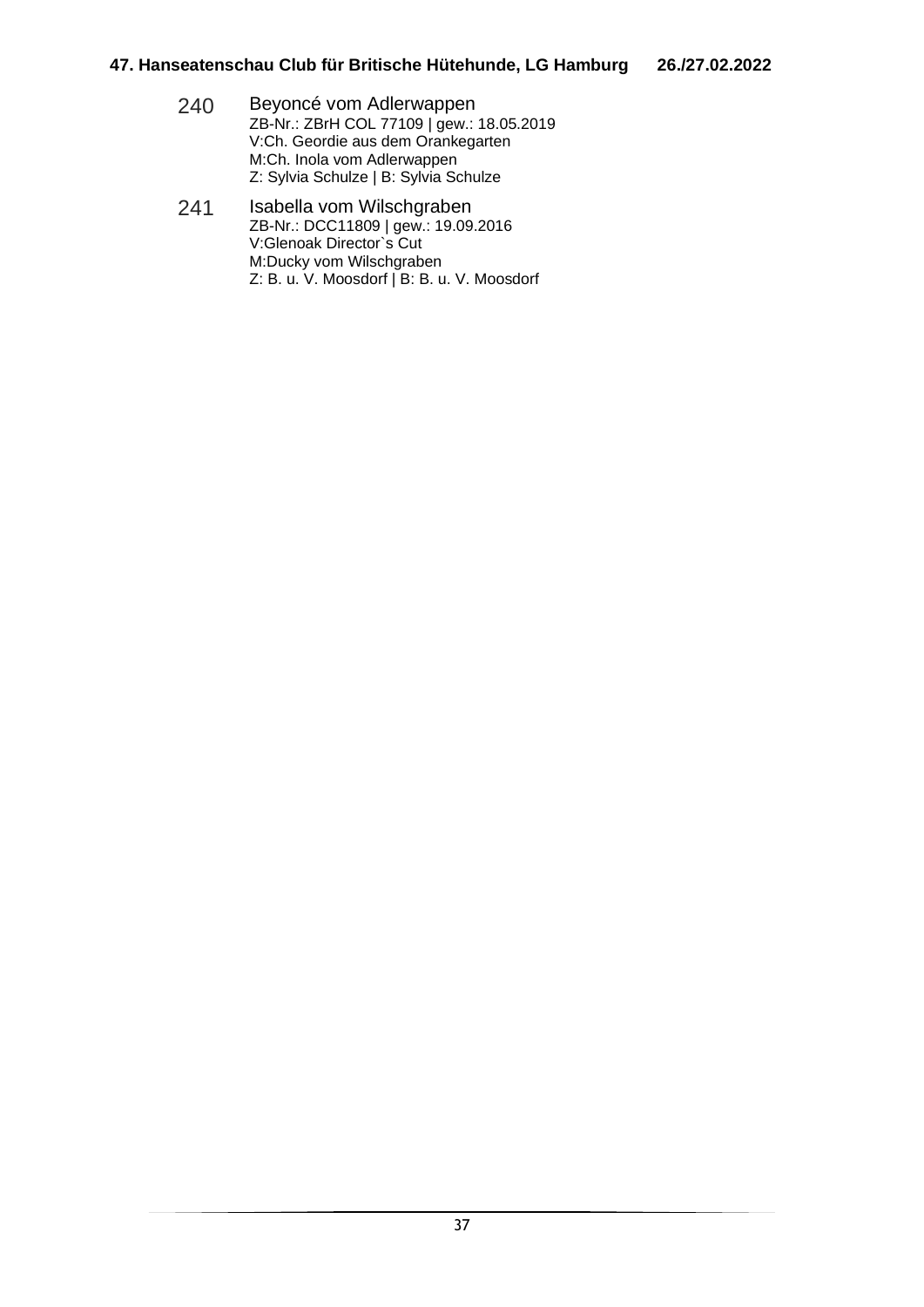240 **Beyoncé vom Adlerwappen**
ZB-Nr.: ZBrH COL 77109 | gew.: 18.05.2019
V:Ch. Geordie aus dem Orankegarten
M:Ch. Inola vom Adlerwappen
Z: Sylvia Schulze | B: Sylvia Schulze

241 **Isabella vom Wilschgraben**
ZB-Nr.: DCC11809 | gew.: 19.09.2016
V:Glenoak Director`s Cut
M:Ducky vom Wilschgraben
Z: B. u. V. Moosdorf | B: B. u. V. Moosdorf